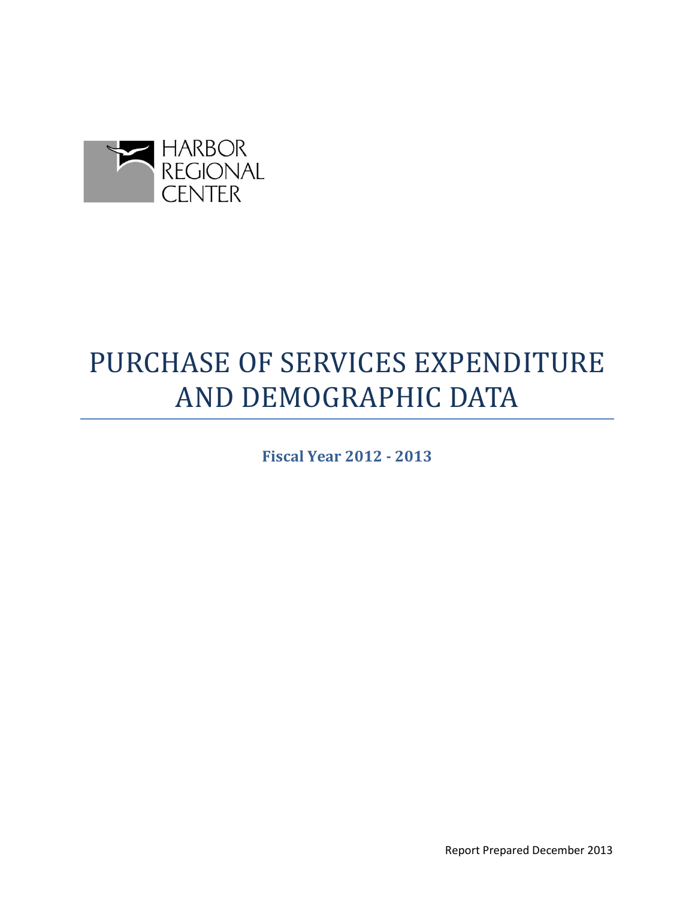HARBOR
REGIONAL
CENTER

# PURCHASE OF SERVICES EXPENDITURE AND DEMOGRAPHIC DATA

**Fiscal Year 2012 - 2013**

Report Prepared December 2013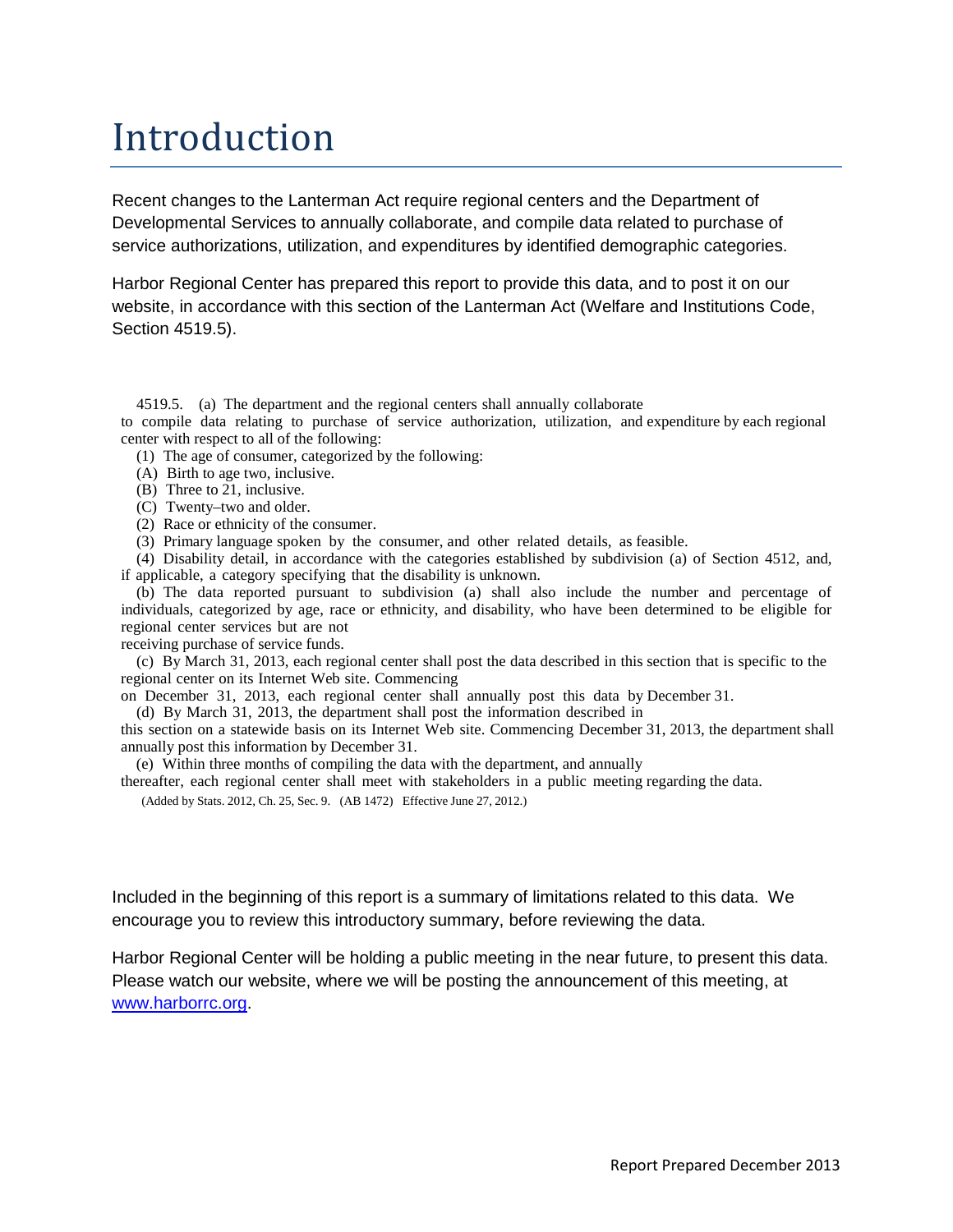# Introduction

Recent changes to the Lanterman Act require regional centers and the Department of Developmental Services to annually collaborate, and compile data related to purchase of service authorizations, utilization, and expenditures by identified demographic categories.

Harbor Regional Center has prepared this report to provide this data, and to post it on our website, in accordance with this section of the Lanterman Act (Welfare and Institutions Code, Section 4519.5).

4519.5. (a) The department and the regional centers shall annually collaborate to compile data relating to purchase of service authorization, utilization, and expenditure by each regional center with respect to all of the following:

(1) The age of consumer, categorized by the following:

(A) Birth to age two, inclusive.

(B) Three to 21, inclusive.

(C) Twenty–two and older.

(2) Race or ethnicity of the consumer.

(3) Primary language spoken by the consumer, and other related details, as feasible.

(4) Disability detail, in accordance with the categories established by subdivision (a) of Section 4512, and, if applicable, a category specifying that the disability is unknown.

(b) The data reported pursuant to subdivision (a) shall also include the number and percentage of individuals, categorized by age, race or ethnicity, and disability, who have been determined to be eligible for regional center services but are not receiving purchase of service funds.

(c) By March 31, 2013, each regional center shall post the data described in this section that is specific to the regional center on its Internet Web site. Commencing on December 31, 2013, each regional center shall annually post this data by December 31.

(d) By March 31, 2013, the department shall post the information described in this section on a statewide basis on its Internet Web site. Commencing December 31, 2013, the department shall annually post this information by December 31.

(e) Within three months of compiling the data with the department, and annually thereafter, each regional center shall meet with stakeholders in a public meeting regarding the data.

(Added by Stats. 2012, Ch. 25, Sec. 9. (AB 1472) Effective June 27, 2012.)

Included in the beginning of this report is a summary of limitations related to this data. We encourage you to review this introductory summary, before reviewing the data.

Harbor Regional Center will be holding a public meeting in the near future, to present this data. Please watch our website, where we will be posting the announcement of this meeting, at [www.harborrc.org](http://www.harborrc.org).

Report Prepared December 2013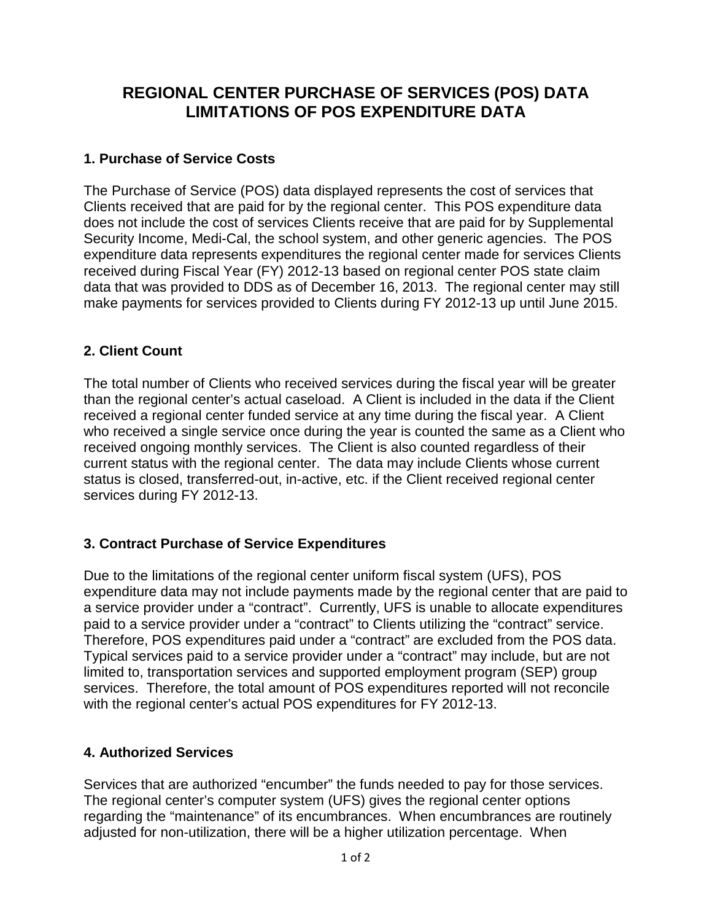# REGIONAL CENTER PURCHASE OF SERVICES (POS) DATA
# LIMITATIONS OF POS EXPENDITURE DATA

## 1. Purchase of Service Costs

The Purchase of Service (POS) data displayed represents the cost of services that Clients received that are paid for by the regional center. This POS expenditure data does not include the cost of services Clients receive that are paid for by Supplemental Security Income, Medi-Cal, the school system, and other generic agencies. The POS expenditure data represents expenditures the regional center made for services Clients received during Fiscal Year (FY) 2012-13 based on regional center POS state claim data that was provided to DDS as of December 16, 2013. The regional center may still make payments for services provided to Clients during FY 2012-13 up until June 2015.

## 2. Client Count

The total number of Clients who received services during the fiscal year will be greater than the regional center's actual caseload. A Client is included in the data if the Client received a regional center funded service at any time during the fiscal year. A Client who received a single service once during the year is counted the same as a Client who received ongoing monthly services. The Client is also counted regardless of their current status with the regional center. The data may include Clients whose current status is closed, transferred-out, in-active, etc. if the Client received regional center services during FY 2012-13.

## 3. Contract Purchase of Service Expenditures

Due to the limitations of the regional center uniform fiscal system (UFS), POS expenditure data may not include payments made by the regional center that are paid to a service provider under a "contract". Currently, UFS is unable to allocate expenditures paid to a service provider under a "contract" to Clients utilizing the "contract" service. Therefore, POS expenditures paid under a "contract" are excluded from the POS data. Typical services paid to a service provider under a "contract" may include, but are not limited to, transportation services and supported employment program (SEP) group services. Therefore, the total amount of POS expenditures reported will not reconcile with the regional center's actual POS expenditures for FY 2012-13.

## 4. Authorized Services

Services that are authorized "encumber" the funds needed to pay for those services. The regional center's computer system (UFS) gives the regional center options regarding the "maintenance" of its encumbrances. When encumbrances are routinely adjusted for non-utilization, there will be a higher utilization percentage. When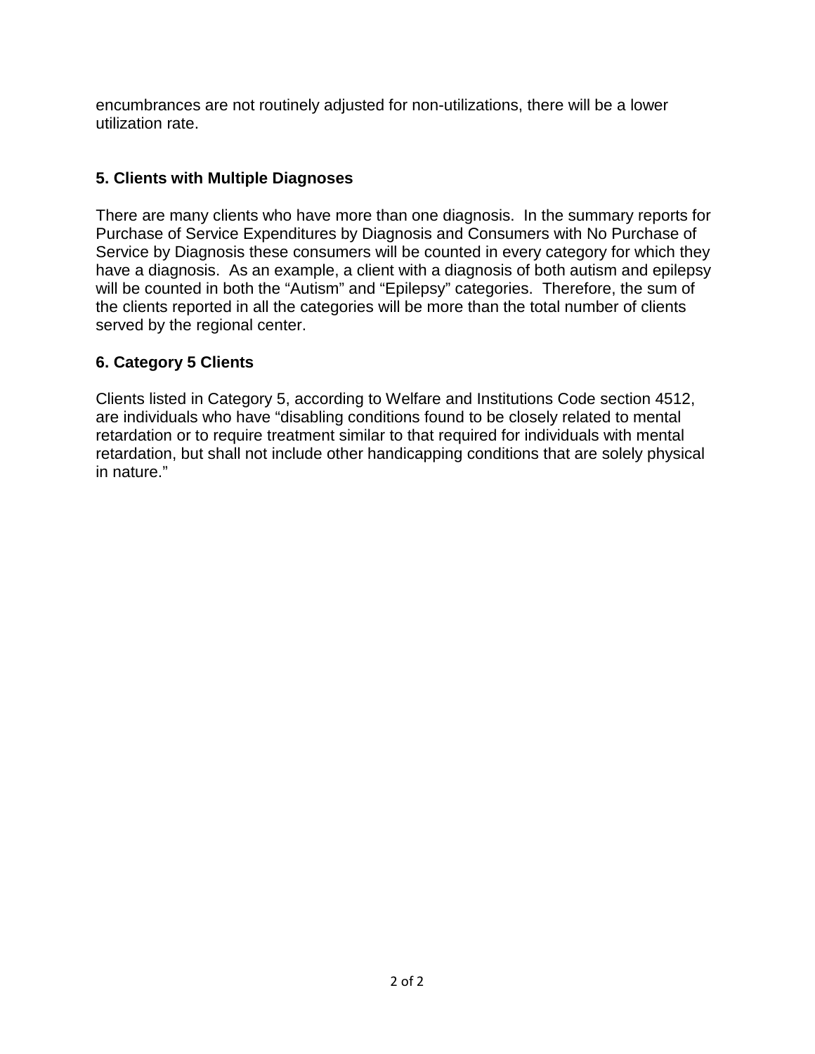encumbrances are not routinely adjusted for non-utilizations, there will be a lower utilization rate.

### 5. Clients with Multiple Diagnoses

There are many clients who have more than one diagnosis. In the summary reports for Purchase of Service Expenditures by Diagnosis and Consumers with No Purchase of Service by Diagnosis these consumers will be counted in every category for which they have a diagnosis. As an example, a client with a diagnosis of both autism and epilepsy will be counted in both the "Autism" and "Epilepsy" categories. Therefore, the sum of the clients reported in all the categories will be more than the total number of clients served by the regional center.

### 6. Category 5 Clients

Clients listed in Category 5, according to Welfare and Institutions Code section 4512, are individuals who have "disabling conditions found to be closely related to mental retardation or to require treatment similar to that required for individuals with mental retardation, but shall not include other handicapping conditions that are solely physical in nature."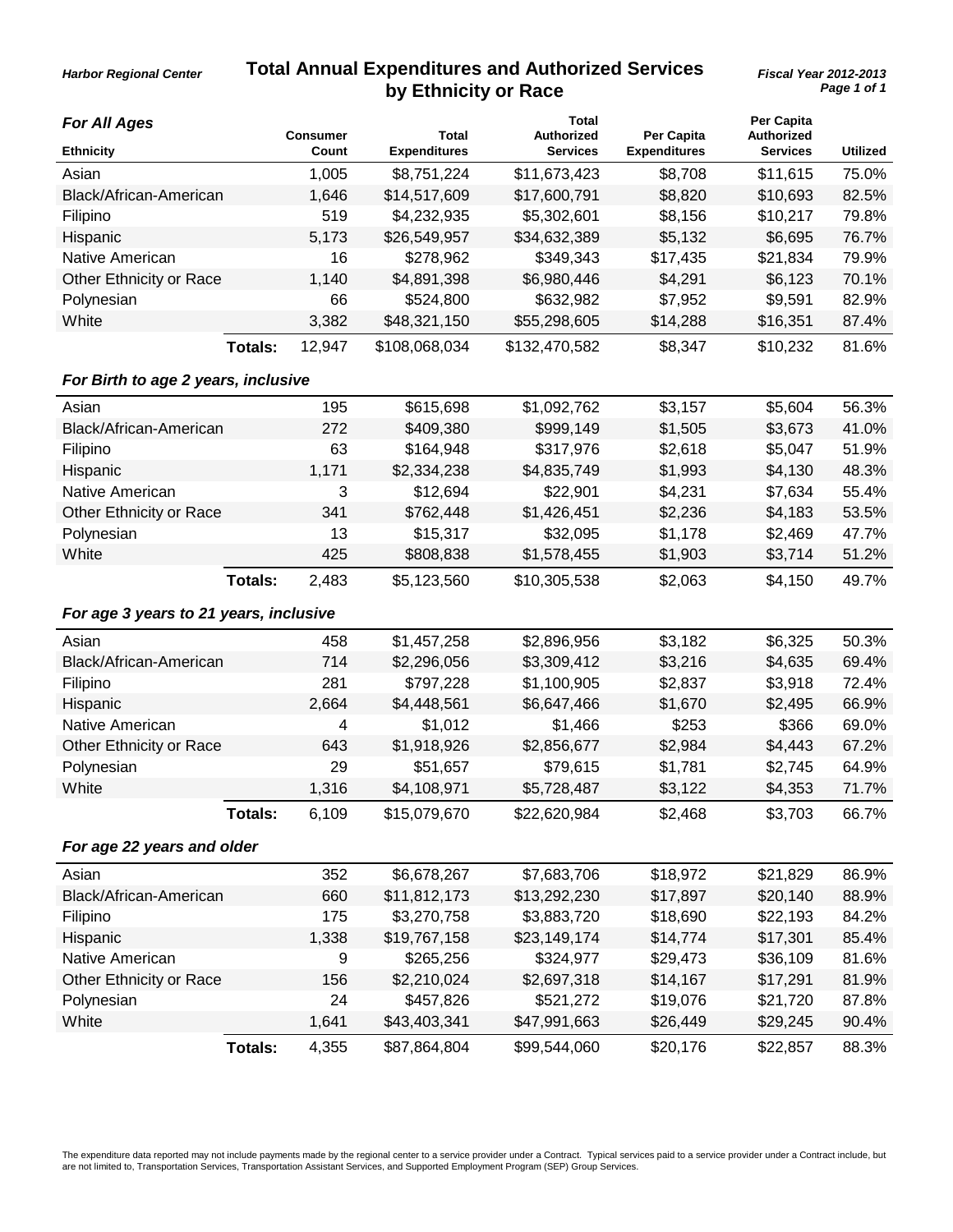Harbor Regional Center

# Total Annual Expenditures and Authorized Services by Ethnicity or Race

Fiscal Year 2012-2013

### For All Ages

| Ethnicity | | Consumer Count | Total Expenditures | Total Authorized Services | Per Capita Expenditures | Per Capita Authorized Services | Utilized |
|---|---|---|---|---|---|---|---|
| Asian | | 1,005 | $8,751,224 | $11,673,423 | $8,708 | $11,615 | 75.0% |
| Black/African-American | | 1,646 | $14,517,609 | $17,600,791 | $8,820 | $10,693 | 82.5% |
| Filipino | | 519 | $4,232,935 | $5,302,601 | $8,156 | $10,217 | 79.8% |
| Hispanic | | 5,173 | $26,549,957 | $34,632,389 | $5,132 | $6,695 | 76.7% |
| Native American | | 16 | $278,962 | $349,343 | $17,435 | $21,834 | 79.9% |
| Other Ethnicity or Race | | 1,140 | $4,891,398 | $6,980,446 | $4,291 | $6,123 | 70.1% |
| Polynesian | | 66 | $524,800 | $632,982 | $7,952 | $9,591 | 82.9% |
| White | | 3,382 | $48,321,150 | $55,298,605 | $14,288 | $16,351 | 87.4% |
| | Totals: | 12,947 | $108,068,034 | $132,470,582 | $8,347 | $10,232 | 81.6% |

### For Birth to age 2 years, inclusive

| Ethnicity | | Consumer Count | Total Expenditures | Total Authorized Services | Per Capita Expenditures | Per Capita Authorized Services | Utilized |
|---|---|---|---|---|---|---|---|
| Asian | | 195 | $615,698 | $1,092,762 | $3,157 | $5,604 | 56.3% |
| Black/African-American | | 272 | $409,380 | $999,149 | $1,505 | $3,673 | 41.0% |
| Filipino | | 63 | $164,948 | $317,976 | $2,618 | $5,047 | 51.9% |
| Hispanic | | 1,171 | $2,334,238 | $4,835,749 | $1,993 | $4,130 | 48.3% |
| Native American | | 3 | $12,694 | $22,901 | $4,231 | $7,634 | 55.4% |
| Other Ethnicity or Race | | 341 | $762,448 | $1,426,451 | $2,236 | $4,183 | 53.5% |
| Polynesian | | 13 | $15,317 | $32,095 | $1,178 | $2,469 | 47.7% |
| White | | 425 | $808,838 | $1,578,455 | $1,903 | $3,714 | 51.2% |
| | Totals: | 2,483 | $5,123,560 | $10,305,538 | $2,063 | $4,150 | 49.7% |

### For age 3 years to 21 years, inclusive

| Ethnicity | | Consumer Count | Total Expenditures | Total Authorized Services | Per Capita Expenditures | Per Capita Authorized Services | Utilized |
|---|---|---|---|---|---|---|---|
| Asian | | 458 | $1,457,258 | $2,896,956 | $3,182 | $6,325 | 50.3% |
| Black/African-American | | 714 | $2,296,056 | $3,309,412 | $3,216 | $4,635 | 69.4% |
| Filipino | | 281 | $797,228 | $1,100,905 | $2,837 | $3,918 | 72.4% |
| Hispanic | | 2,664 | $4,448,561 | $6,647,466 | $1,670 | $2,495 | 66.9% |
| Native American | | 4 | $1,012 | $1,466 | $253 | $366 | 69.0% |
| Other Ethnicity or Race | | 643 | $1,918,926 | $2,856,677 | $2,984 | $4,443 | 67.2% |
| Polynesian | | 29 | $51,657 | $79,615 | $1,781 | $2,745 | 64.9% |
| White | | 1,316 | $4,108,971 | $5,728,487 | $3,122 | $4,353 | 71.7% |
| | Totals: | 6,109 | $15,079,670 | $22,620,984 | $2,468 | $3,703 | 66.7% |

### For age 22 years and older

| Ethnicity | | Consumer Count | Total Expenditures | Total Authorized Services | Per Capita Expenditures | Per Capita Authorized Services | Utilized |
|---|---|---|---|---|---|---|---|
| Asian | | 352 | $6,678,267 | $7,683,706 | $18,972 | $21,829 | 86.9% |
| Black/African-American | | 660 | $11,812,173 | $13,292,230 | $17,897 | $20,140 | 88.9% |
| Filipino | | 175 | $3,270,758 | $3,883,720 | $18,690 | $22,193 | 84.2% |
| Hispanic | | 1,338 | $19,767,158 | $23,149,174 | $14,774 | $17,301 | 85.4% |
| Native American | | 9 | $265,256 | $324,977 | $29,473 | $36,109 | 81.6% |
| Other Ethnicity or Race | | 156 | $2,210,024 | $2,697,318 | $14,167 | $17,291 | 81.9% |
| Polynesian | | 24 | $457,826 | $521,272 | $19,076 | $21,720 | 87.8% |
| White | | 1,641 | $43,403,341 | $47,991,663 | $26,449 | $29,245 | 90.4% |
| | Totals: | 4,355 | $87,864,804 | $99,544,060 | $20,176 | $22,857 | 88.3% |

The expenditure data reported may not include payments made by the regional center to a service provider under a Contract. Typical services paid to a service provider under a Contract include, but are not limited to, Transportation Services, Transportation Assistant Services, and Supported Employment Program (SEP) Group Services.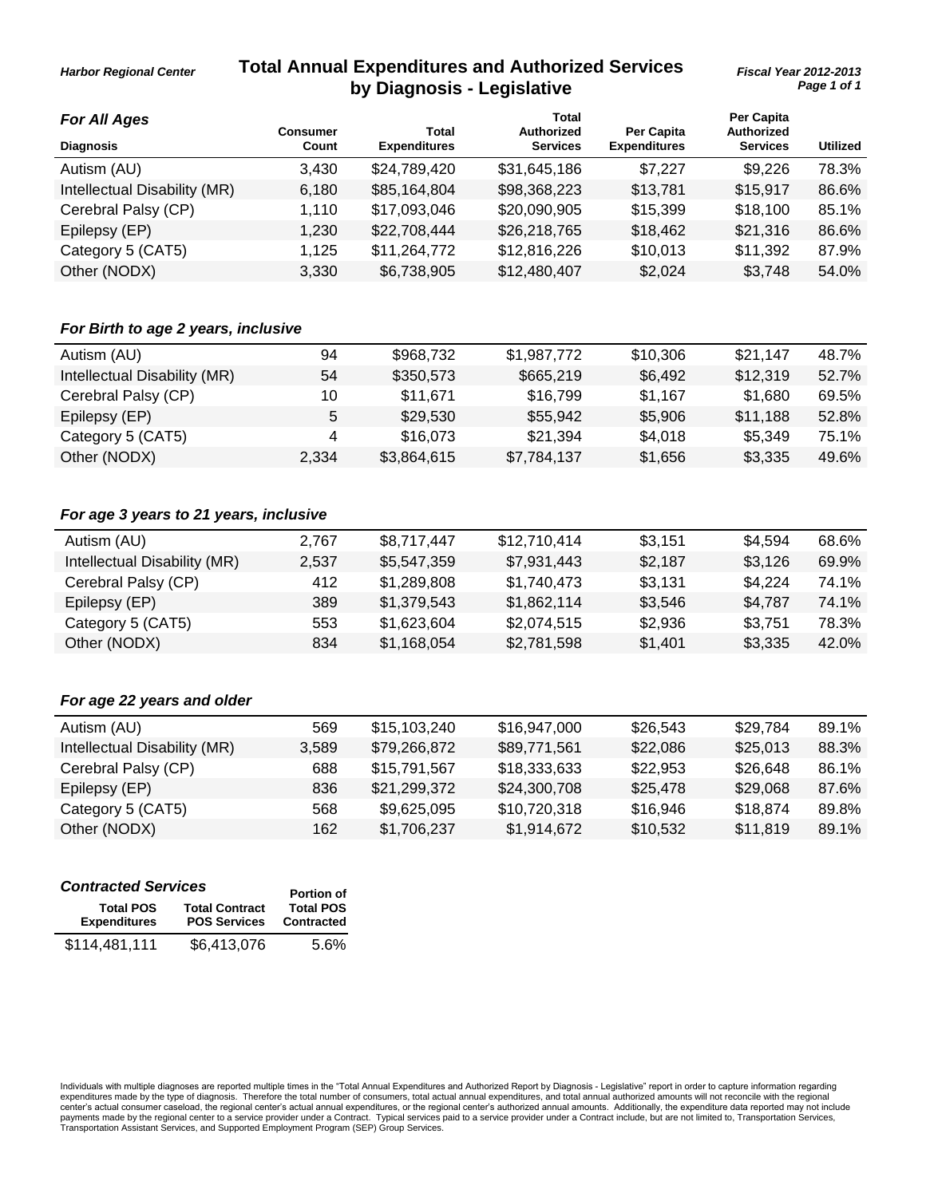Harbor Regional Center

# Total Annual Expenditures and Authorized Services by Diagnosis - Legislative

Fiscal Year 2012-2013

### For All Ages

| Diagnosis | Consumer Count | Total Expenditures | Total Authorized Services | Per Capita Expenditures | Per Capita Authorized Services | Utilized |
|---|---|---|---|---|---|---|
| Autism (AU) | 3,430 | $24,789,420 | $31,645,186 | $7,227 | $9,226 | 78.3% |
| Intellectual Disability (MR) | 6,180 | $85,164,804 | $98,368,223 | $13,781 | $15,917 | 86.6% |
| Cerebral Palsy (CP) | 1,110 | $17,093,046 | $20,090,905 | $15,399 | $18,100 | 85.1% |
| Epilepsy (EP) | 1,230 | $22,708,444 | $26,218,765 | $18,462 | $21,316 | 86.6% |
| Category 5 (CAT5) | 1,125 | $11,264,772 | $12,816,226 | $10,013 | $11,392 | 87.9% |
| Other (NODX) | 3,330 | $6,738,905 | $12,480,407 | $2,024 | $3,748 | 54.0% |

### For Birth to age 2 years, inclusive

| Diagnosis | Consumer Count | Total Expenditures | Total Authorized Services | Per Capita Expenditures | Per Capita Authorized Services | Utilized |
|---|---|---|---|---|---|---|
| Autism (AU) | 94 | $968,732 | $1,987,772 | $10,306 | $21,147 | 48.7% |
| Intellectual Disability (MR) | 54 | $350,573 | $665,219 | $6,492 | $12,319 | 52.7% |
| Cerebral Palsy (CP) | 10 | $11,671 | $16,799 | $1,167 | $1,680 | 69.5% |
| Epilepsy (EP) | 5 | $29,530 | $55,942 | $5,906 | $11,188 | 52.8% |
| Category 5 (CAT5) | 4 | $16,073 | $21,394 | $4,018 | $5,349 | 75.1% |
| Other (NODX) | 2,334 | $3,864,615 | $7,784,137 | $1,656 | $3,335 | 49.6% |

### For age 3 years to 21 years, inclusive

| Diagnosis | Consumer Count | Total Expenditures | Total Authorized Services | Per Capita Expenditures | Per Capita Authorized Services | Utilized |
|---|---|---|---|---|---|---|
| Autism (AU) | 2,767 | $8,717,447 | $12,710,414 | $3,151 | $4,594 | 68.6% |
| Intellectual Disability (MR) | 2,537 | $5,547,359 | $7,931,443 | $2,187 | $3,126 | 69.9% |
| Cerebral Palsy (CP) | 412 | $1,289,808 | $1,740,473 | $3,131 | $4,224 | 74.1% |
| Epilepsy (EP) | 389 | $1,379,543 | $1,862,114 | $3,546 | $4,787 | 74.1% |
| Category 5 (CAT5) | 553 | $1,623,604 | $2,074,515 | $2,936 | $3,751 | 78.3% |
| Other (NODX) | 834 | $1,168,054 | $2,781,598 | $1,401 | $3,335 | 42.0% |

### For age 22 years and older

| Diagnosis | Consumer Count | Total Expenditures | Total Authorized Services | Per Capita Expenditures | Per Capita Authorized Services | Utilized |
|---|---|---|---|---|---|---|
| Autism (AU) | 569 | $15,103,240 | $16,947,000 | $26,543 | $29,784 | 89.1% |
| Intellectual Disability (MR) | 3,589 | $79,266,872 | $89,771,561 | $22,086 | $25,013 | 88.3% |
| Cerebral Palsy (CP) | 688 | $15,791,567 | $18,333,633 | $22,953 | $26,648 | 86.1% |
| Epilepsy (EP) | 836 | $21,299,372 | $24,300,708 | $25,478 | $29,068 | 87.6% |
| Category 5 (CAT5) | 568 | $9,625,095 | $10,720,318 | $16,946 | $18,874 | 89.8% |
| Other (NODX) | 162 | $1,706,237 | $1,914,672 | $10,532 | $11,819 | 89.1% |

### Contracted Services

| Total POS Expenditures | Total Contract POS Services | Portion of Total POS Contracted |
|---|---|---|
| $114,481,111 | $6,413,076 | 5.6% |

Individuals with multiple diagnoses are reported multiple times in the "Total Annual Expenditures and Authorized Report by Diagnosis - Legislative" report in order to capture information regarding expenditures made by the type of diagnosis. Therefore the total number of consumers, total actual annual expenditures, and total annual authorized amounts will not reconcile with the regional center's actual consumer caseload, the regional center's actual annual expenditures, or the regional center's authorized annual amounts. Additionally, the expenditure data reported may not include payments made by the regional center to a service provider under a Contract. Typical services paid to a service provider under a Contract include, but are not limited to, Transportation Services, Transportation Assistant Services, and Supported Employment Program (SEP) Group Services.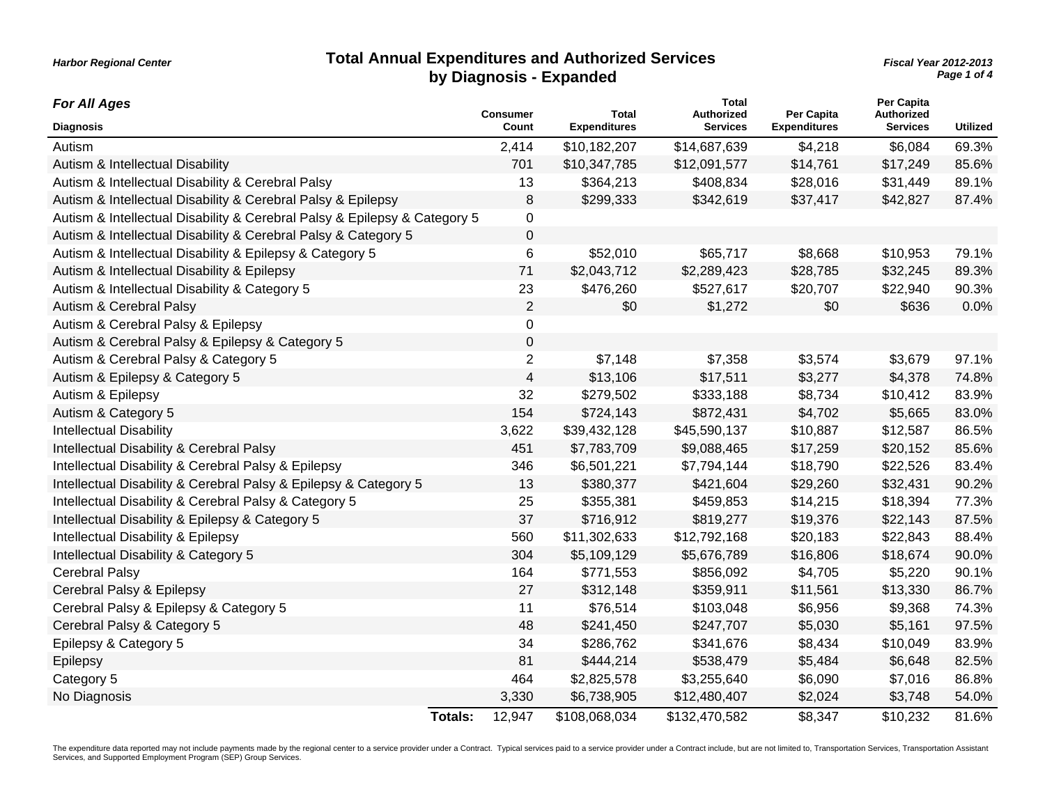Harbor Regional Center

# Total Annual Expenditures and Authorized Services by Diagnosis - Expanded

*Fiscal Year 2012-2013*

***For All Ages***

| Diagnosis | Consumer Count | Total Expenditures | Total Authorized Services | Per Capita Expenditures | Per Capita Authorized Services | Utilized |
|---|---|---|---|---|---|---|
| Autism | 2,414 | $10,182,207 | $14,687,639 | $4,218 | $6,084 | 69.3% |
| Autism & Intellectual Disability | 701 | $10,347,785 | $12,091,577 | $14,761 | $17,249 | 85.6% |
| Autism & Intellectual Disability & Cerebral Palsy | 13 | $364,213 | $408,834 | $28,016 | $31,449 | 89.1% |
| Autism & Intellectual Disability & Cerebral Palsy & Epilepsy | 8 | $299,333 | $342,619 | $37,417 | $42,827 | 87.4% |
| Autism & Intellectual Disability & Cerebral Palsy & Epilepsy & Category 5 | 0 | | | | | |
| Autism & Intellectual Disability & Cerebral Palsy & Category 5 | 0 | | | | | |
| Autism & Intellectual Disability & Epilepsy & Category 5 | 6 | $52,010 | $65,717 | $8,668 | $10,953 | 79.1% |
| Autism & Intellectual Disability & Epilepsy | 71 | $2,043,712 | $2,289,423 | $28,785 | $32,245 | 89.3% |
| Autism & Intellectual Disability & Category 5 | 23 | $476,260 | $527,617 | $20,707 | $22,940 | 90.3% |
| Autism & Cerebral Palsy | 2 | $0 | $1,272 | $0 | $636 | 0.0% |
| Autism & Cerebral Palsy & Epilepsy | 0 | | | | | |
| Autism & Cerebral Palsy & Epilepsy & Category 5 | 0 | | | | | |
| Autism & Cerebral Palsy & Category 5 | 2 | $7,148 | $7,358 | $3,574 | $3,679 | 97.1% |
| Autism & Epilepsy & Category 5 | 4 | $13,106 | $17,511 | $3,277 | $4,378 | 74.8% |
| Autism & Epilepsy | 32 | $279,502 | $333,188 | $8,734 | $10,412 | 83.9% |
| Autism & Category 5 | 154 | $724,143 | $872,431 | $4,702 | $5,665 | 83.0% |
| Intellectual Disability | 3,622 | $39,432,128 | $45,590,137 | $10,887 | $12,587 | 86.5% |
| Intellectual Disability & Cerebral Palsy | 451 | $7,783,709 | $9,088,465 | $17,259 | $20,152 | 85.6% |
| Intellectual Disability & Cerebral Palsy & Epilepsy | 346 | $6,501,221 | $7,794,144 | $18,790 | $22,526 | 83.4% |
| Intellectual Disability & Cerebral Palsy & Epilepsy & Category 5 | 13 | $380,377 | $421,604 | $29,260 | $32,431 | 90.2% |
| Intellectual Disability & Cerebral Palsy & Category 5 | 25 | $355,381 | $459,853 | $14,215 | $18,394 | 77.3% |
| Intellectual Disability & Epilepsy & Category 5 | 37 | $716,912 | $819,277 | $19,376 | $22,143 | 87.5% |
| Intellectual Disability & Epilepsy | 560 | $11,302,633 | $12,792,168 | $20,183 | $22,843 | 88.4% |
| Intellectual Disability & Category 5 | 304 | $5,109,129 | $5,676,789 | $16,806 | $18,674 | 90.0% |
| Cerebral Palsy | 164 | $771,553 | $856,092 | $4,705 | $5,220 | 90.1% |
| Cerebral Palsy & Epilepsy | 27 | $312,148 | $359,911 | $11,561 | $13,330 | 86.7% |
| Cerebral Palsy & Epilepsy & Category 5 | 11 | $76,514 | $103,048 | $6,956 | $9,368 | 74.3% |
| Cerebral Palsy & Category 5 | 48 | $241,450 | $247,707 | $5,030 | $5,161 | 97.5% |
| Epilepsy & Category 5 | 34 | $286,762 | $341,676 | $8,434 | $10,049 | 83.9% |
| Epilepsy | 81 | $444,214 | $538,479 | $5,484 | $6,648 | 82.5% |
| Category 5 | 464 | $2,825,578 | $3,255,640 | $6,090 | $7,016 | 86.8% |
| No Diagnosis | 3,330 | $6,738,905 | $12,480,407 | $2,024 | $3,748 | 54.0% |
| **Totals:** | 12,947 | $108,068,034 | $132,470,582 | $8,347 | $10,232 | 81.6% |

The expenditure data reported may not include payments made by the regional center to a service provider under a Contract. Typical services paid to a service provider under a Contract include, but are not limited to, Transportation Services, Transportation Assistant Services, and Supported Employment Program (SEP) Group Services.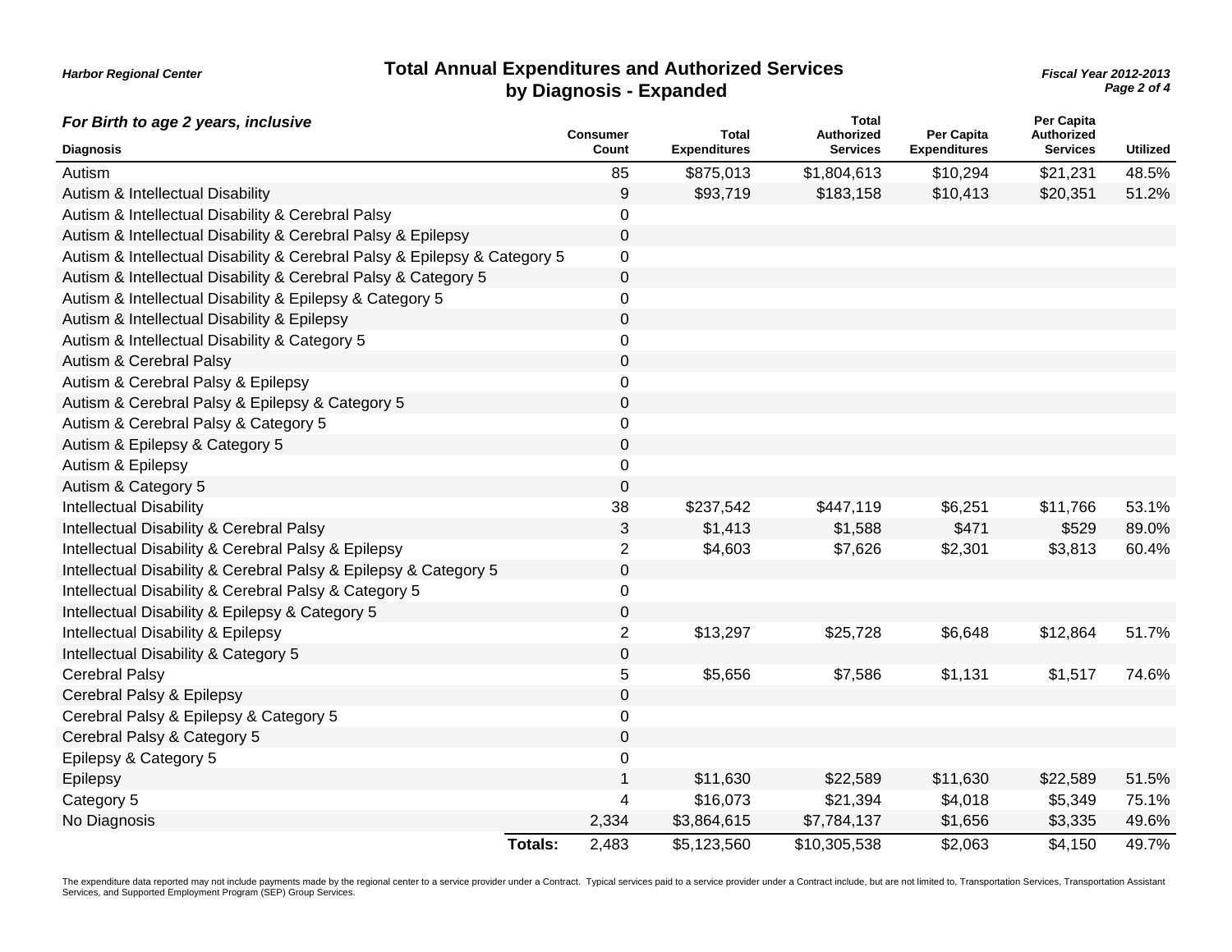Harbor Regional Center

# Total Annual Expenditures and Authorized Services by Diagnosis - Expanded

*Fiscal Year 2012-2013*

### *For Birth to age 2 years, inclusive*

| Diagnosis | Consumer Count | Total Expenditures | Total Authorized Services | Per Capita Expenditures | Per Capita Authorized Services | Utilized |
|---|---|---|---|---|---|---|
| Autism | 85 | $875,013 | $1,804,613 | $10,294 | $21,231 | 48.5% |
| Autism & Intellectual Disability | 9 | $93,719 | $183,158 | $10,413 | $20,351 | 51.2% |
| Autism & Intellectual Disability & Cerebral Palsy | 0 | | | | | |
| Autism & Intellectual Disability & Cerebral Palsy & Epilepsy | 0 | | | | | |
| Autism & Intellectual Disability & Cerebral Palsy & Epilepsy & Category 5 | 0 | | | | | |
| Autism & Intellectual Disability & Cerebral Palsy & Category 5 | 0 | | | | | |
| Autism & Intellectual Disability & Epilepsy & Category 5 | 0 | | | | | |
| Autism & Intellectual Disability & Epilepsy | 0 | | | | | |
| Autism & Intellectual Disability & Category 5 | 0 | | | | | |
| Autism & Cerebral Palsy | 0 | | | | | |
| Autism & Cerebral Palsy & Epilepsy | 0 | | | | | |
| Autism & Cerebral Palsy & Epilepsy & Category 5 | 0 | | | | | |
| Autism & Cerebral Palsy & Category 5 | 0 | | | | | |
| Autism & Epilepsy & Category 5 | 0 | | | | | |
| Autism & Epilepsy | 0 | | | | | |
| Autism & Category 5 | 0 | | | | | |
| Intellectual Disability | 38 | $237,542 | $447,119 | $6,251 | $11,766 | 53.1% |
| Intellectual Disability & Cerebral Palsy | 3 | $1,413 | $1,588 | $471 | $529 | 89.0% |
| Intellectual Disability & Cerebral Palsy & Epilepsy | 2 | $4,603 | $7,626 | $2,301 | $3,813 | 60.4% |
| Intellectual Disability & Cerebral Palsy & Epilepsy & Category 5 | 0 | | | | | |
| Intellectual Disability & Cerebral Palsy & Category 5 | 0 | | | | | |
| Intellectual Disability & Epilepsy & Category 5 | 0 | | | | | |
| Intellectual Disability & Epilepsy | 2 | $13,297 | $25,728 | $6,648 | $12,864 | 51.7% |
| Intellectual Disability & Category 5 | 0 | | | | | |
| Cerebral Palsy | 5 | $5,656 | $7,586 | $1,131 | $1,517 | 74.6% |
| Cerebral Palsy & Epilepsy | 0 | | | | | |
| Cerebral Palsy & Epilepsy & Category 5 | 0 | | | | | |
| Cerebral Palsy & Category 5 | 0 | | | | | |
| Epilepsy & Category 5 | 0 | | | | | |
| Epilepsy | 1 | $11,630 | $22,589 | $11,630 | $22,589 | 51.5% |
| Category 5 | 4 | $16,073 | $21,394 | $4,018 | $5,349 | 75.1% |
| No Diagnosis | 2,334 | $3,864,615 | $7,784,137 | $1,656 | $3,335 | 49.6% |
| **Totals:** | 2,483 | $5,123,560 | $10,305,538 | $2,063 | $4,150 | 49.7% |

The expenditure data reported may not include payments made by the regional center to a service provider under a Contract. Typical services paid to a service provider under a Contract include, but are not limited to, Transportation Services, Transportation Assistant Services, and Supported Employment Program (SEP) Group Services.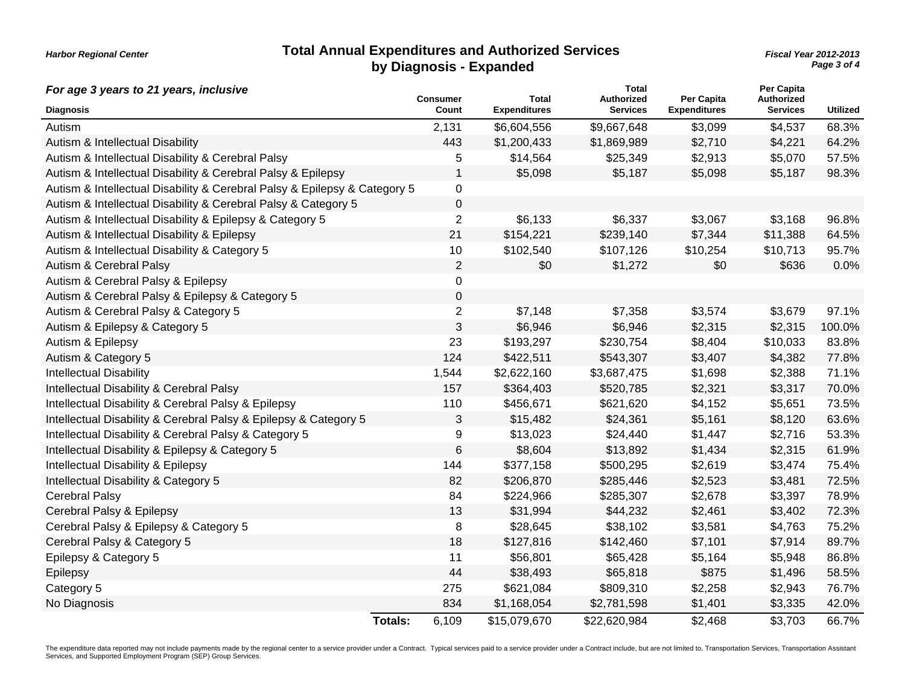Harbor Regional Center

# Total Annual Expenditures and Authorized Services by Diagnosis - Expanded

*Fiscal Year 2012-2013*

***For age 3 years to 21 years, inclusive***

| Diagnosis | Consumer Count | Total Expenditures | Total Authorized Services | Per Capita Expenditures | Per Capita Authorized Services | Utilized |
|---|---|---|---|---|---|---|
| Autism | 2,131 | $6,604,556 | $9,667,648 | $3,099 | $4,537 | 68.3% |
| Autism & Intellectual Disability | 443 | $1,200,433 | $1,869,989 | $2,710 | $4,221 | 64.2% |
| Autism & Intellectual Disability & Cerebral Palsy | 5 | $14,564 | $25,349 | $2,913 | $5,070 | 57.5% |
| Autism & Intellectual Disability & Cerebral Palsy & Epilepsy | 1 | $5,098 | $5,187 | $5,098 | $5,187 | 98.3% |
| Autism & Intellectual Disability & Cerebral Palsy & Epilepsy & Category 5 | 0 | | | | | |
| Autism & Intellectual Disability & Cerebral Palsy & Category 5 | 0 | | | | | |
| Autism & Intellectual Disability & Epilepsy & Category 5 | 2 | $6,133 | $6,337 | $3,067 | $3,168 | 96.8% |
| Autism & Intellectual Disability & Epilepsy | 21 | $154,221 | $239,140 | $7,344 | $11,388 | 64.5% |
| Autism & Intellectual Disability & Category 5 | 10 | $102,540 | $107,126 | $10,254 | $10,713 | 95.7% |
| Autism & Cerebral Palsy | 2 | $0 | $1,272 | $0 | $636 | 0.0% |
| Autism & Cerebral Palsy & Epilepsy | 0 | | | | | |
| Autism & Cerebral Palsy & Epilepsy & Category 5 | 0 | | | | | |
| Autism & Cerebral Palsy & Category 5 | 2 | $7,148 | $7,358 | $3,574 | $3,679 | 97.1% |
| Autism & Epilepsy & Category 5 | 3 | $6,946 | $6,946 | $2,315 | $2,315 | 100.0% |
| Autism & Epilepsy | 23 | $193,297 | $230,754 | $8,404 | $10,033 | 83.8% |
| Autism & Category 5 | 124 | $422,511 | $543,307 | $3,407 | $4,382 | 77.8% |
| Intellectual Disability | 1,544 | $2,622,160 | $3,687,475 | $1,698 | $2,388 | 71.1% |
| Intellectual Disability & Cerebral Palsy | 157 | $364,403 | $520,785 | $2,321 | $3,317 | 70.0% |
| Intellectual Disability & Cerebral Palsy & Epilepsy | 110 | $456,671 | $621,620 | $4,152 | $5,651 | 73.5% |
| Intellectual Disability & Cerebral Palsy & Epilepsy & Category 5 | 3 | $15,482 | $24,361 | $5,161 | $8,120 | 63.6% |
| Intellectual Disability & Cerebral Palsy & Category 5 | 9 | $13,023 | $24,440 | $1,447 | $2,716 | 53.3% |
| Intellectual Disability & Epilepsy & Category 5 | 6 | $8,604 | $13,892 | $1,434 | $2,315 | 61.9% |
| Intellectual Disability & Epilepsy | 144 | $377,158 | $500,295 | $2,619 | $3,474 | 75.4% |
| Intellectual Disability & Category 5 | 82 | $206,870 | $285,446 | $2,523 | $3,481 | 72.5% |
| Cerebral Palsy | 84 | $224,966 | $285,307 | $2,678 | $3,397 | 78.9% |
| Cerebral Palsy & Epilepsy | 13 | $31,994 | $44,232 | $2,461 | $3,402 | 72.3% |
| Cerebral Palsy & Epilepsy & Category 5 | 8 | $28,645 | $38,102 | $3,581 | $4,763 | 75.2% |
| Cerebral Palsy & Category 5 | 18 | $127,816 | $142,460 | $7,101 | $7,914 | 89.7% |
| Epilepsy & Category 5 | 11 | $56,801 | $65,428 | $5,164 | $5,948 | 86.8% |
| Epilepsy | 44 | $38,493 | $65,818 | $875 | $1,496 | 58.5% |
| Category 5 | 275 | $621,084 | $809,310 | $2,258 | $2,943 | 76.7% |
| No Diagnosis | 834 | $1,168,054 | $2,781,598 | $1,401 | $3,335 | 42.0% |
| **Totals:** | 6,109 | $15,079,670 | $22,620,984 | $2,468 | $3,703 | 66.7% |

The expenditure data reported may not include payments made by the regional center to a service provider under a Contract. Typical services paid to a service provider under a Contract include, but are not limited to, Transportation Services, Transportation Assistant Services, and Supported Employment Program (SEP) Group Services.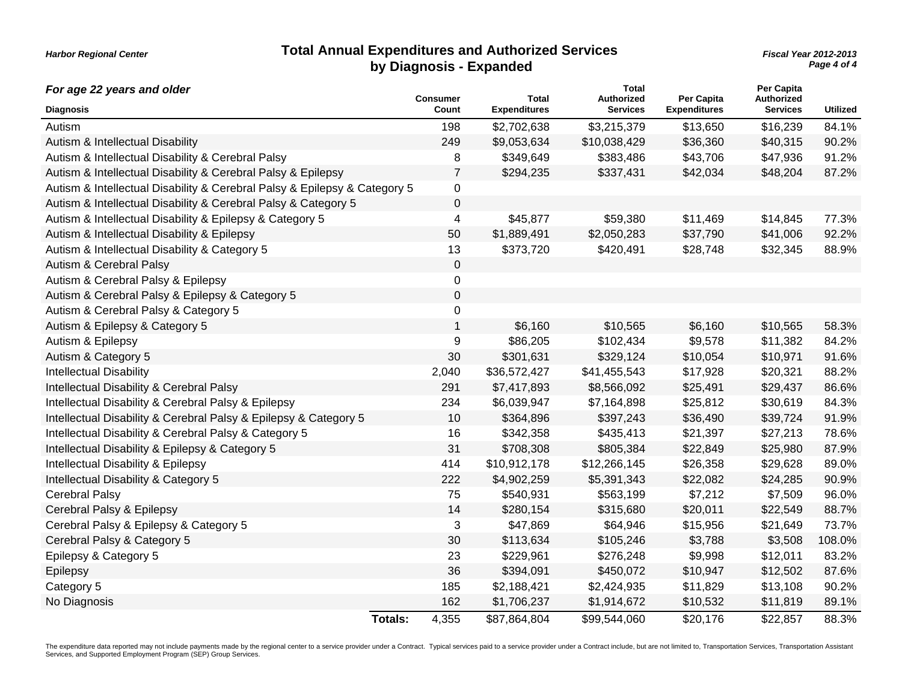# Total Annual Expenditures and Authorized Services by Diagnosis - Expanded

*Harbor Regional Center* — *Fiscal Year 2012-2013*

### *For age 22 years and older*

| Diagnosis | Consumer Count | Total Expenditures | Total Authorized Services | Per Capita Expenditures | Per Capita Authorized Services | Utilized |
|---|---|---|---|---|---|---|
| Autism | 198 | $2,702,638 | $3,215,379 | $13,650 | $16,239 | 84.1% |
| Autism & Intellectual Disability | 249 | $9,053,634 | $10,038,429 | $36,360 | $40,315 | 90.2% |
| Autism & Intellectual Disability & Cerebral Palsy | 8 | $349,649 | $383,486 | $43,706 | $47,936 | 91.2% |
| Autism & Intellectual Disability & Cerebral Palsy & Epilepsy | 7 | $294,235 | $337,431 | $42,034 | $48,204 | 87.2% |
| Autism & Intellectual Disability & Cerebral Palsy & Epilepsy & Category 5 | 0 | | | | | |
| Autism & Intellectual Disability & Cerebral Palsy & Category 5 | 0 | | | | | |
| Autism & Intellectual Disability & Epilepsy & Category 5 | 4 | $45,877 | $59,380 | $11,469 | $14,845 | 77.3% |
| Autism & Intellectual Disability & Epilepsy | 50 | $1,889,491 | $2,050,283 | $37,790 | $41,006 | 92.2% |
| Autism & Intellectual Disability & Category 5 | 13 | $373,720 | $420,491 | $28,748 | $32,345 | 88.9% |
| Autism & Cerebral Palsy | 0 | | | | | |
| Autism & Cerebral Palsy & Epilepsy | 0 | | | | | |
| Autism & Cerebral Palsy & Epilepsy & Category 5 | 0 | | | | | |
| Autism & Cerebral Palsy & Category 5 | 0 | | | | | |
| Autism & Epilepsy & Category 5 | 1 | $6,160 | $10,565 | $6,160 | $10,565 | 58.3% |
| Autism & Epilepsy | 9 | $86,205 | $102,434 | $9,578 | $11,382 | 84.2% |
| Autism & Category 5 | 30 | $301,631 | $329,124 | $10,054 | $10,971 | 91.6% |
| Intellectual Disability | 2,040 | $36,572,427 | $41,455,543 | $17,928 | $20,321 | 88.2% |
| Intellectual Disability & Cerebral Palsy | 291 | $7,417,893 | $8,566,092 | $25,491 | $29,437 | 86.6% |
| Intellectual Disability & Cerebral Palsy & Epilepsy | 234 | $6,039,947 | $7,164,898 | $25,812 | $30,619 | 84.3% |
| Intellectual Disability & Cerebral Palsy & Epilepsy & Category 5 | 10 | $364,896 | $397,243 | $36,490 | $39,724 | 91.9% |
| Intellectual Disability & Cerebral Palsy & Category 5 | 16 | $342,358 | $435,413 | $21,397 | $27,213 | 78.6% |
| Intellectual Disability & Epilepsy & Category 5 | 31 | $708,308 | $805,384 | $22,849 | $25,980 | 87.9% |
| Intellectual Disability & Epilepsy | 414 | $10,912,178 | $12,266,145 | $26,358 | $29,628 | 89.0% |
| Intellectual Disability & Category 5 | 222 | $4,902,259 | $5,391,343 | $22,082 | $24,285 | 90.9% |
| Cerebral Palsy | 75 | $540,931 | $563,199 | $7,212 | $7,509 | 96.0% |
| Cerebral Palsy & Epilepsy | 14 | $280,154 | $315,680 | $20,011 | $22,549 | 88.7% |
| Cerebral Palsy & Epilepsy & Category 5 | 3 | $47,869 | $64,946 | $15,956 | $21,649 | 73.7% |
| Cerebral Palsy & Category 5 | 30 | $113,634 | $105,246 | $3,788 | $3,508 | 108.0% |
| Epilepsy & Category 5 | 23 | $229,961 | $276,248 | $9,998 | $12,011 | 83.2% |
| Epilepsy | 36 | $394,091 | $450,072 | $10,947 | $12,502 | 87.6% |
| Category 5 | 185 | $2,188,421 | $2,424,935 | $11,829 | $13,108 | 90.2% |
| No Diagnosis | 162 | $1,706,237 | $1,914,672 | $10,532 | $11,819 | 89.1% |
| **Totals:** | 4,355 | $87,864,804 | $99,544,060 | $20,176 | $22,857 | 88.3% |

The expenditure data reported may not include payments made by the regional center to a service provider under a Contract. Typical services paid to a service provider under a Contract include, but are not limited to, Transportation Services, Transportation Assistant Services, and Supported Employment Program (SEP) Group Services.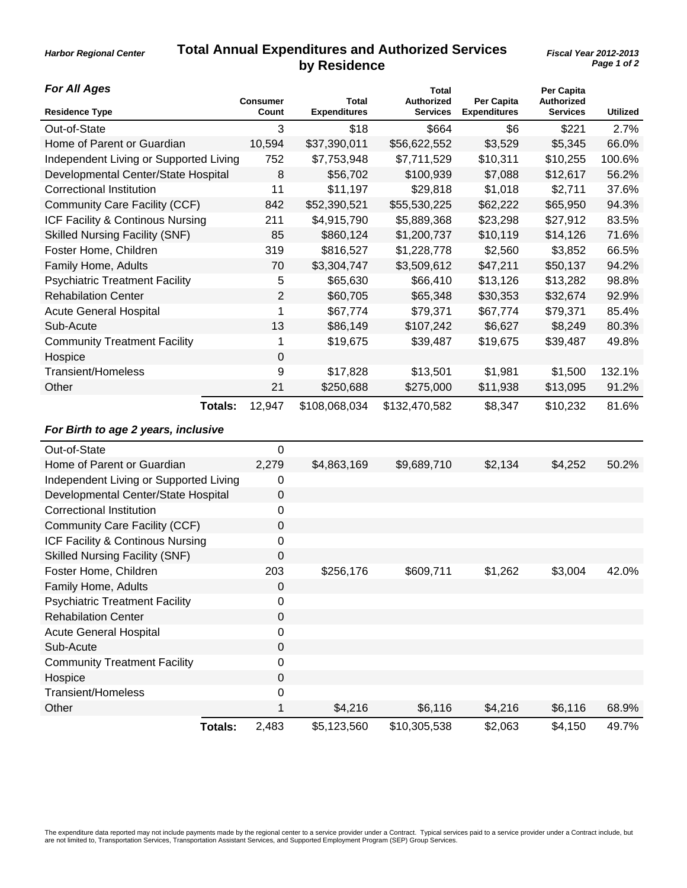Harbor Regional Center

# Total Annual Expenditures and Authorized Services by Residence

Fiscal Year 2012-2013

### *For All Ages*

| Residence Type | Consumer Count | Total Expenditures | Total Authorized Services | Per Capita Expenditures | Per Capita Authorized Services | Utilized |
|---|---|---|---|---|---|---|
| Out-of-State | 3 | $18 | $664 | $6 | $221 | 2.7% |
| Home of Parent or Guardian | 10,594 | $37,390,011 | $56,622,552 | $3,529 | $5,345 | 66.0% |
| Independent Living or Supported Living | 752 | $7,753,948 | $7,711,529 | $10,311 | $10,255 | 100.6% |
| Developmental Center/State Hospital | 8 | $56,702 | $100,939 | $7,088 | $12,617 | 56.2% |
| Correctional Institution | 11 | $11,197 | $29,818 | $1,018 | $2,711 | 37.6% |
| Community Care Facility (CCF) | 842 | $52,390,521 | $55,530,225 | $62,222 | $65,950 | 94.3% |
| ICF Facility & Continous Nursing | 211 | $4,915,790 | $5,889,368 | $23,298 | $27,912 | 83.5% |
| Skilled Nursing Facility (SNF) | 85 | $860,124 | $1,200,737 | $10,119 | $14,126 | 71.6% |
| Foster Home, Children | 319 | $816,527 | $1,228,778 | $2,560 | $3,852 | 66.5% |
| Family Home, Adults | 70 | $3,304,747 | $3,509,612 | $47,211 | $50,137 | 94.2% |
| Psychiatric Treatment Facility | 5 | $65,630 | $66,410 | $13,126 | $13,282 | 98.8% |
| Rehabilation Center | 2 | $60,705 | $65,348 | $30,353 | $32,674 | 92.9% |
| Acute General Hospital | 1 | $67,774 | $79,371 | $67,774 | $79,371 | 85.4% |
| Sub-Acute | 13 | $86,149 | $107,242 | $6,627 | $8,249 | 80.3% |
| Community Treatment Facility | 1 | $19,675 | $39,487 | $19,675 | $39,487 | 49.8% |
| Hospice | 0 | | | | | |
| Transient/Homeless | 9 | $17,828 | $13,501 | $1,981 | $1,500 | 132.1% |
| Other | 21 | $250,688 | $275,000 | $11,938 | $13,095 | 91.2% |
| **Totals:** | 12,947 | $108,068,034 | $132,470,582 | $8,347 | $10,232 | 81.6% |

### *For Birth to age 2 years, inclusive*

| Residence Type | Consumer Count | Total Expenditures | Total Authorized Services | Per Capita Expenditures | Per Capita Authorized Services | Utilized |
|---|---|---|---|---|---|---|
| Out-of-State | 0 | | | | | |
| Home of Parent or Guardian | 2,279 | $4,863,169 | $9,689,710 | $2,134 | $4,252 | 50.2% |
| Independent Living or Supported Living | 0 | | | | | |
| Developmental Center/State Hospital | 0 | | | | | |
| Correctional Institution | 0 | | | | | |
| Community Care Facility (CCF) | 0 | | | | | |
| ICF Facility & Continous Nursing | 0 | | | | | |
| Skilled Nursing Facility (SNF) | 0 | | | | | |
| Foster Home, Children | 203 | $256,176 | $609,711 | $1,262 | $3,004 | 42.0% |
| Family Home, Adults | 0 | | | | | |
| Psychiatric Treatment Facility | 0 | | | | | |
| Rehabilation Center | 0 | | | | | |
| Acute General Hospital | 0 | | | | | |
| Sub-Acute | 0 | | | | | |
| Community Treatment Facility | 0 | | | | | |
| Hospice | 0 | | | | | |
| Transient/Homeless | 0 | | | | | |
| Other | 1 | $4,216 | $6,116 | $4,216 | $6,116 | 68.9% |
| **Totals:** | 2,483 | $5,123,560 | $10,305,538 | $2,063 | $4,150 | 49.7% |

The expenditure data reported may not include payments made by the regional center to a service provider under a Contract. Typical services paid to a service provider under a Contract include, but are not limited to, Transportation Services, Transportation Assistant Services, and Supported Employment Program (SEP) Group Services.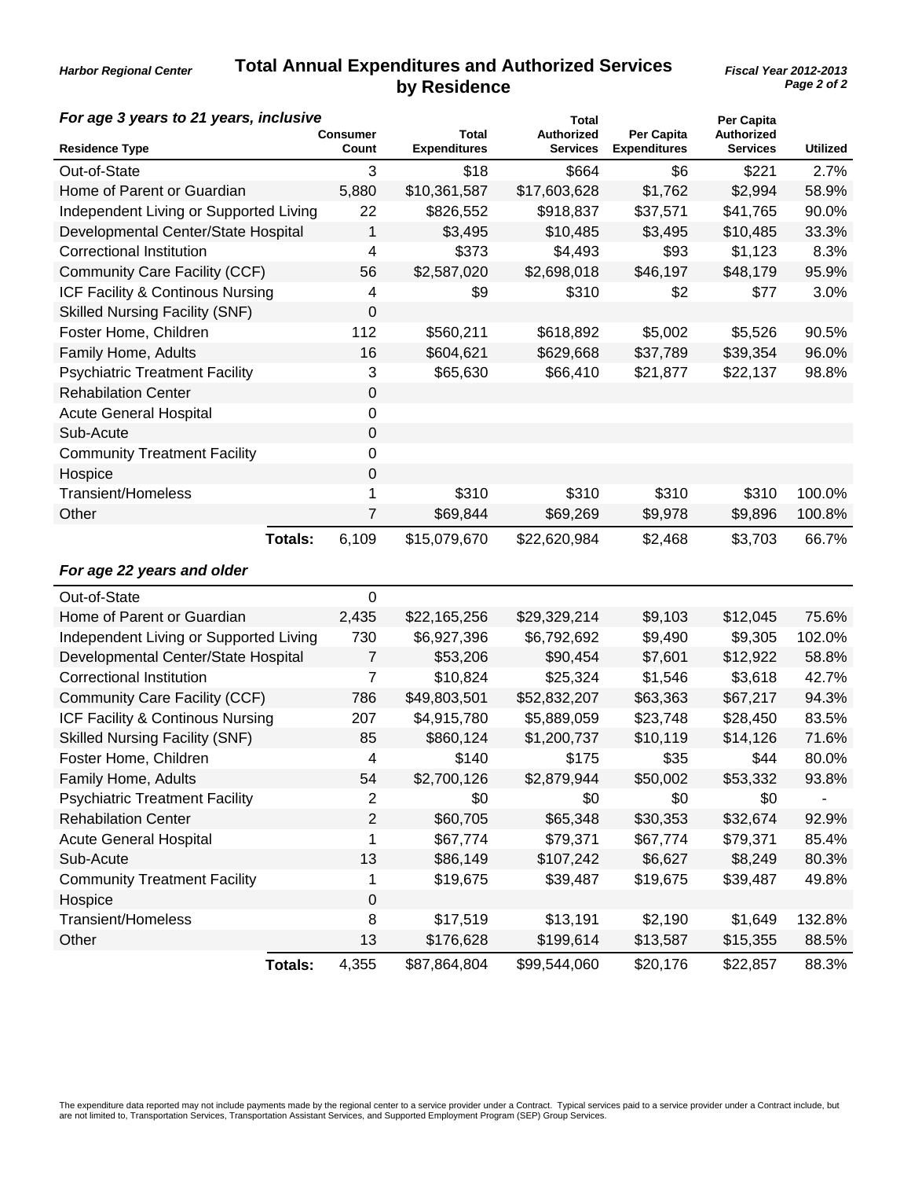*Harbor Regional Center*

# Total Annual Expenditures and Authorized Services by Residence

*Fiscal Year 2012-2013*

### *For age 3 years to 21 years, inclusive*

| Residence Type | Consumer Count | Total Expenditures | Total Authorized Services | Per Capita Expenditures | Per Capita Authorized Services | Utilized |
|---|---|---|---|---|---|---|
| Out-of-State | 3 | $18 | $664 | $6 | $221 | 2.7% |
| Home of Parent or Guardian | 5,880 | $10,361,587 | $17,603,628 | $1,762 | $2,994 | 58.9% |
| Independent Living or Supported Living | 22 | $826,552 | $918,837 | $37,571 | $41,765 | 90.0% |
| Developmental Center/State Hospital | 1 | $3,495 | $10,485 | $3,495 | $10,485 | 33.3% |
| Correctional Institution | 4 | $373 | $4,493 | $93 | $1,123 | 8.3% |
| Community Care Facility (CCF) | 56 | $2,587,020 | $2,698,018 | $46,197 | $48,179 | 95.9% |
| ICF Facility & Continous Nursing | 4 | $9 | $310 | $2 | $77 | 3.0% |
| Skilled Nursing Facility (SNF) | 0 | | | | | |
| Foster Home, Children | 112 | $560,211 | $618,892 | $5,002 | $5,526 | 90.5% |
| Family Home, Adults | 16 | $604,621 | $629,668 | $37,789 | $39,354 | 96.0% |
| Psychiatric Treatment Facility | 3 | $65,630 | $66,410 | $21,877 | $22,137 | 98.8% |
| Rehabilation Center | 0 | | | | | |
| Acute General Hospital | 0 | | | | | |
| Sub-Acute | 0 | | | | | |
| Community Treatment Facility | 0 | | | | | |
| Hospice | 0 | | | | | |
| Transient/Homeless | 1 | $310 | $310 | $310 | $310 | 100.0% |
| Other | 7 | $69,844 | $69,269 | $9,978 | $9,896 | 100.8% |
| **Totals:** | 6,109 | $15,079,670 | $22,620,984 | $2,468 | $3,703 | 66.7% |

### *For age 22 years and older*

| Residence Type | Consumer Count | Total Expenditures | Total Authorized Services | Per Capita Expenditures | Per Capita Authorized Services | Utilized |
|---|---|---|---|---|---|---|
| Out-of-State | 0 | | | | | |
| Home of Parent or Guardian | 2,435 | $22,165,256 | $29,329,214 | $9,103 | $12,045 | 75.6% |
| Independent Living or Supported Living | 730 | $6,927,396 | $6,792,692 | $9,490 | $9,305 | 102.0% |
| Developmental Center/State Hospital | 7 | $53,206 | $90,454 | $7,601 | $12,922 | 58.8% |
| Correctional Institution | 7 | $10,824 | $25,324 | $1,546 | $3,618 | 42.7% |
| Community Care Facility (CCF) | 786 | $49,803,501 | $52,832,207 | $63,363 | $67,217 | 94.3% |
| ICF Facility & Continous Nursing | 207 | $4,915,780 | $5,889,059 | $23,748 | $28,450 | 83.5% |
| Skilled Nursing Facility (SNF) | 85 | $860,124 | $1,200,737 | $10,119 | $14,126 | 71.6% |
| Foster Home, Children | 4 | $140 | $175 | $35 | $44 | 80.0% |
| Family Home, Adults | 54 | $2,700,126 | $2,879,944 | $50,002 | $53,332 | 93.8% |
| Psychiatric Treatment Facility | 2 | $0 | $0 | $0 | $0 | - |
| Rehabilation Center | 2 | $60,705 | $65,348 | $30,353 | $32,674 | 92.9% |
| Acute General Hospital | 1 | $67,774 | $79,371 | $67,774 | $79,371 | 85.4% |
| Sub-Acute | 13 | $86,149 | $107,242 | $6,627 | $8,249 | 80.3% |
| Community Treatment Facility | 1 | $19,675 | $39,487 | $19,675 | $39,487 | 49.8% |
| Hospice | 0 | | | | | |
| Transient/Homeless | 8 | $17,519 | $13,191 | $2,190 | $1,649 | 132.8% |
| Other | 13 | $176,628 | $199,614 | $13,587 | $15,355 | 88.5% |
| **Totals:** | 4,355 | $87,864,804 | $99,544,060 | $20,176 | $22,857 | 88.3% |

The expenditure data reported may not include payments made by the regional center to a service provider under a Contract. Typical services paid to a service provider under a Contract include, but are not limited to, Transportation Services, Transportation Assistant Services, and Supported Employment Program (SEP) Group Services.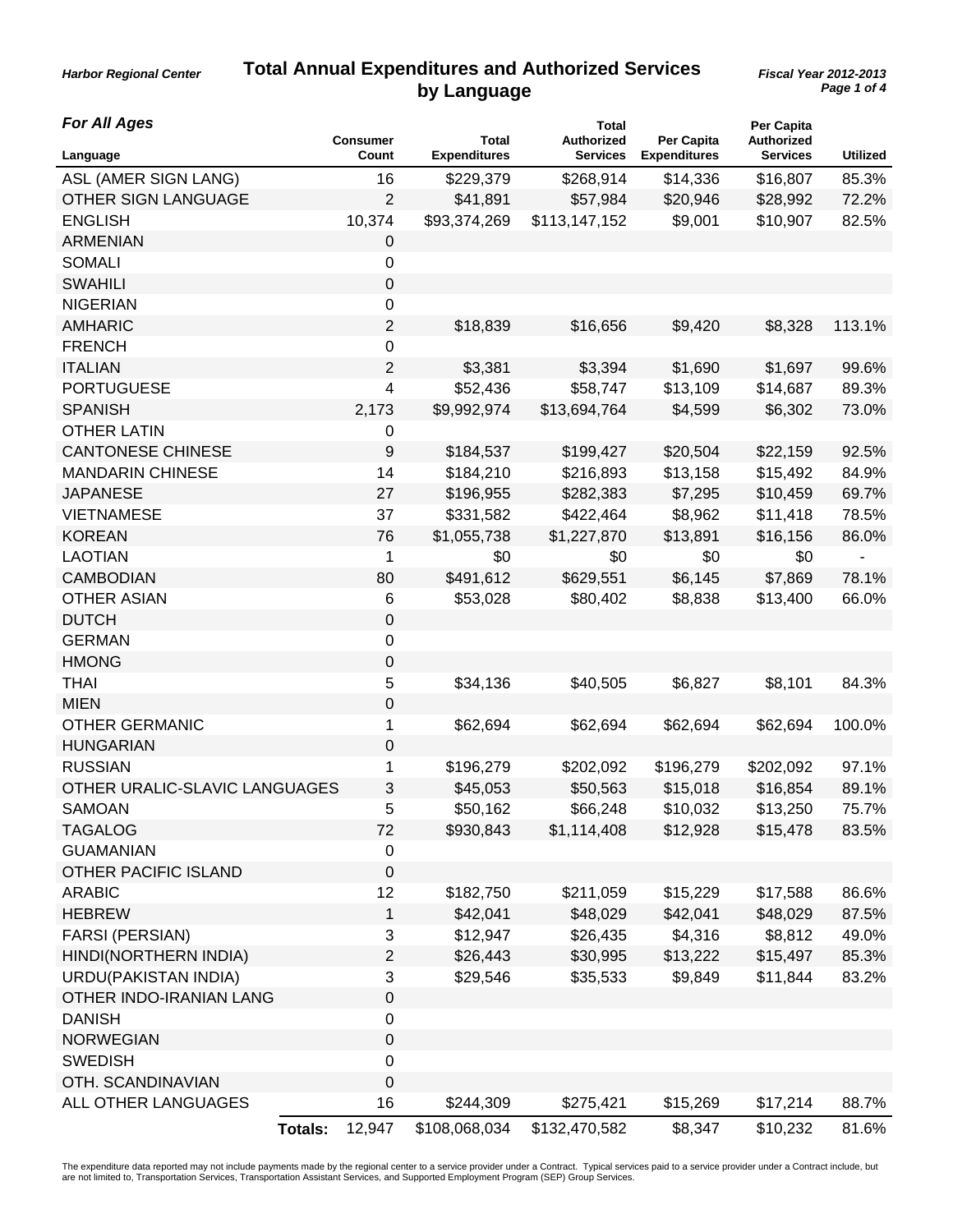Harbor Regional Center

# Total Annual Expenditures and Authorized Services by Language

*Fiscal Year 2012-2013*

***For All Ages***

| Language | Consumer Count | Total Expenditures | Total Authorized Services | Per Capita Expenditures | Per Capita Authorized Services | Utilized |
|---|---|---|---|---|---|---|
| ASL (AMER SIGN LANG) | 16 | $229,379 | $268,914 | $14,336 | $16,807 | 85.3% |
| OTHER SIGN LANGUAGE | 2 | $41,891 | $57,984 | $20,946 | $28,992 | 72.2% |
| ENGLISH | 10,374 | $93,374,269 | $113,147,152 | $9,001 | $10,907 | 82.5% |
| ARMENIAN | 0 | | | | | |
| SOMALI | 0 | | | | | |
| SWAHILI | 0 | | | | | |
| NIGERIAN | 0 | | | | | |
| AMHARIC | 2 | $18,839 | $16,656 | $9,420 | $8,328 | 113.1% |
| FRENCH | 0 | | | | | |
| ITALIAN | 2 | $3,381 | $3,394 | $1,690 | $1,697 | 99.6% |
| PORTUGUESE | 4 | $52,436 | $58,747 | $13,109 | $14,687 | 89.3% |
| SPANISH | 2,173 | $9,992,974 | $13,694,764 | $4,599 | $6,302 | 73.0% |
| OTHER LATIN | 0 | | | | | |
| CANTONESE CHINESE | 9 | $184,537 | $199,427 | $20,504 | $22,159 | 92.5% |
| MANDARIN CHINESE | 14 | $184,210 | $216,893 | $13,158 | $15,492 | 84.9% |
| JAPANESE | 27 | $196,955 | $282,383 | $7,295 | $10,459 | 69.7% |
| VIETNAMESE | 37 | $331,582 | $422,464 | $8,962 | $11,418 | 78.5% |
| KOREAN | 76 | $1,055,738 | $1,227,870 | $13,891 | $16,156 | 86.0% |
| LAOTIAN | 1 | $0 | $0 | $0 | $0 | - |
| CAMBODIAN | 80 | $491,612 | $629,551 | $6,145 | $7,869 | 78.1% |
| OTHER ASIAN | 6 | $53,028 | $80,402 | $8,838 | $13,400 | 66.0% |
| DUTCH | 0 | | | | | |
| GERMAN | 0 | | | | | |
| HMONG | 0 | | | | | |
| THAI | 5 | $34,136 | $40,505 | $6,827 | $8,101 | 84.3% |
| MIEN | 0 | | | | | |
| OTHER GERMANIC | 1 | $62,694 | $62,694 | $62,694 | $62,694 | 100.0% |
| HUNGARIAN | 0 | | | | | |
| RUSSIAN | 1 | $196,279 | $202,092 | $196,279 | $202,092 | 97.1% |
| OTHER URALIC-SLAVIC LANGUAGES | 3 | $45,053 | $50,563 | $15,018 | $16,854 | 89.1% |
| SAMOAN | 5 | $50,162 | $66,248 | $10,032 | $13,250 | 75.7% |
| TAGALOG | 72 | $930,843 | $1,114,408 | $12,928 | $15,478 | 83.5% |
| GUAMANIAN | 0 | | | | | |
| OTHER PACIFIC ISLAND | 0 | | | | | |
| ARABIC | 12 | $182,750 | $211,059 | $15,229 | $17,588 | 86.6% |
| HEBREW | 1 | $42,041 | $48,029 | $42,041 | $48,029 | 87.5% |
| FARSI (PERSIAN) | 3 | $12,947 | $26,435 | $4,316 | $8,812 | 49.0% |
| HINDI(NORTHERN INDIA) | 2 | $26,443 | $30,995 | $13,222 | $15,497 | 85.3% |
| URDU(PAKISTAN INDIA) | 3 | $29,546 | $35,533 | $9,849 | $11,844 | 83.2% |
| OTHER INDO-IRANIAN LANG | 0 | | | | | |
| DANISH | 0 | | | | | |
| NORWEGIAN | 0 | | | | | |
| SWEDISH | 0 | | | | | |
| OTH. SCANDINAVIAN | 0 | | | | | |
| ALL OTHER LANGUAGES | 16 | $244,309 | $275,421 | $15,269 | $17,214 | 88.7% |
| **Totals:** | 12,947 | $108,068,034 | $132,470,582 | $8,347 | $10,232 | 81.6% |

The expenditure data reported may not include payments made by the regional center to a service provider under a Contract. Typical services paid to a service provider under a Contract include, but are not limited to, Transportation Services, Transportation Assistant Services, and Supported Employment Program (SEP) Group Services.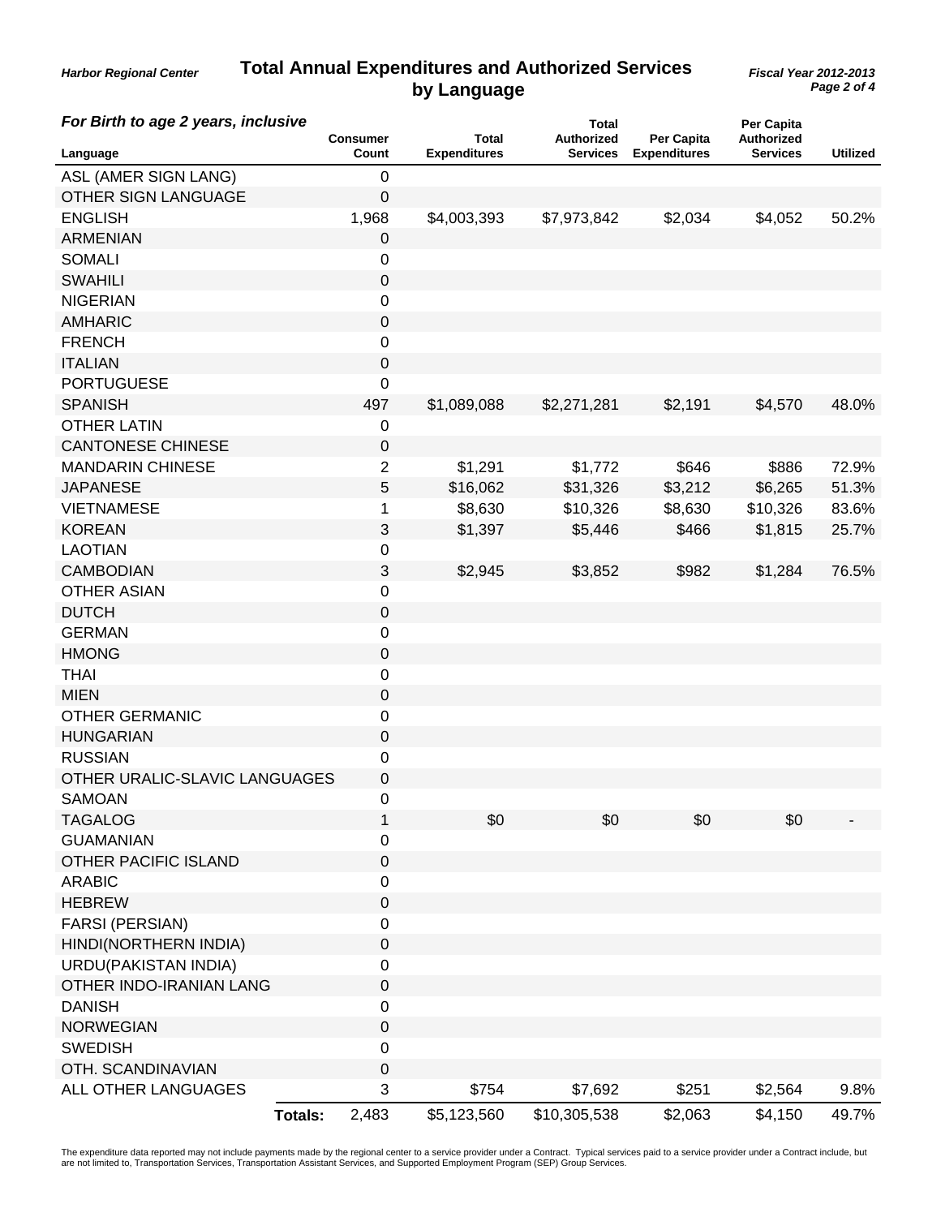# Total Annual Expenditures and Authorized Services by Language

*Harbor Regional Center* — *Fiscal Year 2012-2013*

### *For Birth to age 2 years, inclusive*

| Language | Consumer Count | Total Expenditures | Total Authorized Services | Per Capita Expenditures | Per Capita Authorized Services | Utilized |
|---|---|---|---|---|---|---|
| ASL (AMER SIGN LANG) | 0 | | | | | |
| OTHER SIGN LANGUAGE | 0 | | | | | |
| ENGLISH | 1,968 | $4,003,393 | $7,973,842 | $2,034 | $4,052 | 50.2% |
| ARMENIAN | 0 | | | | | |
| SOMALI | 0 | | | | | |
| SWAHILI | 0 | | | | | |
| NIGERIAN | 0 | | | | | |
| AMHARIC | 0 | | | | | |
| FRENCH | 0 | | | | | |
| ITALIAN | 0 | | | | | |
| PORTUGUESE | 0 | | | | | |
| SPANISH | 497 | $1,089,088 | $2,271,281 | $2,191 | $4,570 | 48.0% |
| OTHER LATIN | 0 | | | | | |
| CANTONESE CHINESE | 0 | | | | | |
| MANDARIN CHINESE | 2 | $1,291 | $1,772 | $646 | $886 | 72.9% |
| JAPANESE | 5 | $16,062 | $31,326 | $3,212 | $6,265 | 51.3% |
| VIETNAMESE | 1 | $8,630 | $10,326 | $8,630 | $10,326 | 83.6% |
| KOREAN | 3 | $1,397 | $5,446 | $466 | $1,815 | 25.7% |
| LAOTIAN | 0 | | | | | |
| CAMBODIAN | 3 | $2,945 | $3,852 | $982 | $1,284 | 76.5% |
| OTHER ASIAN | 0 | | | | | |
| DUTCH | 0 | | | | | |
| GERMAN | 0 | | | | | |
| HMONG | 0 | | | | | |
| THAI | 0 | | | | | |
| MIEN | 0 | | | | | |
| OTHER GERMANIC | 0 | | | | | |
| HUNGARIAN | 0 | | | | | |
| RUSSIAN | 0 | | | | | |
| OTHER URALIC-SLAVIC LANGUAGES | 0 | | | | | |
| SAMOAN | 0 | | | | | |
| TAGALOG | 1 | $0 | $0 | $0 | $0 | - |
| GUAMANIAN | 0 | | | | | |
| OTHER PACIFIC ISLAND | 0 | | | | | |
| ARABIC | 0 | | | | | |
| HEBREW | 0 | | | | | |
| FARSI (PERSIAN) | 0 | | | | | |
| HINDI(NORTHERN INDIA) | 0 | | | | | |
| URDU(PAKISTAN INDIA) | 0 | | | | | |
| OTHER INDO-IRANIAN LANG | 0 | | | | | |
| DANISH | 0 | | | | | |
| NORWEGIAN | 0 | | | | | |
| SWEDISH | 0 | | | | | |
| OTH. SCANDINAVIAN | 0 | | | | | |
| ALL OTHER LANGUAGES | 3 | $754 | $7,692 | $251 | $2,564 | 9.8% |
| **Totals:** | 2,483 | $5,123,560 | $10,305,538 | $2,063 | $4,150 | 49.7% |

The expenditure data reported may not include payments made by the regional center to a service provider under a Contract. Typical services paid to a service provider under a Contract include, but are not limited to, Transportation Services, Transportation Assistant Services, and Supported Employment Program (SEP) Group Services.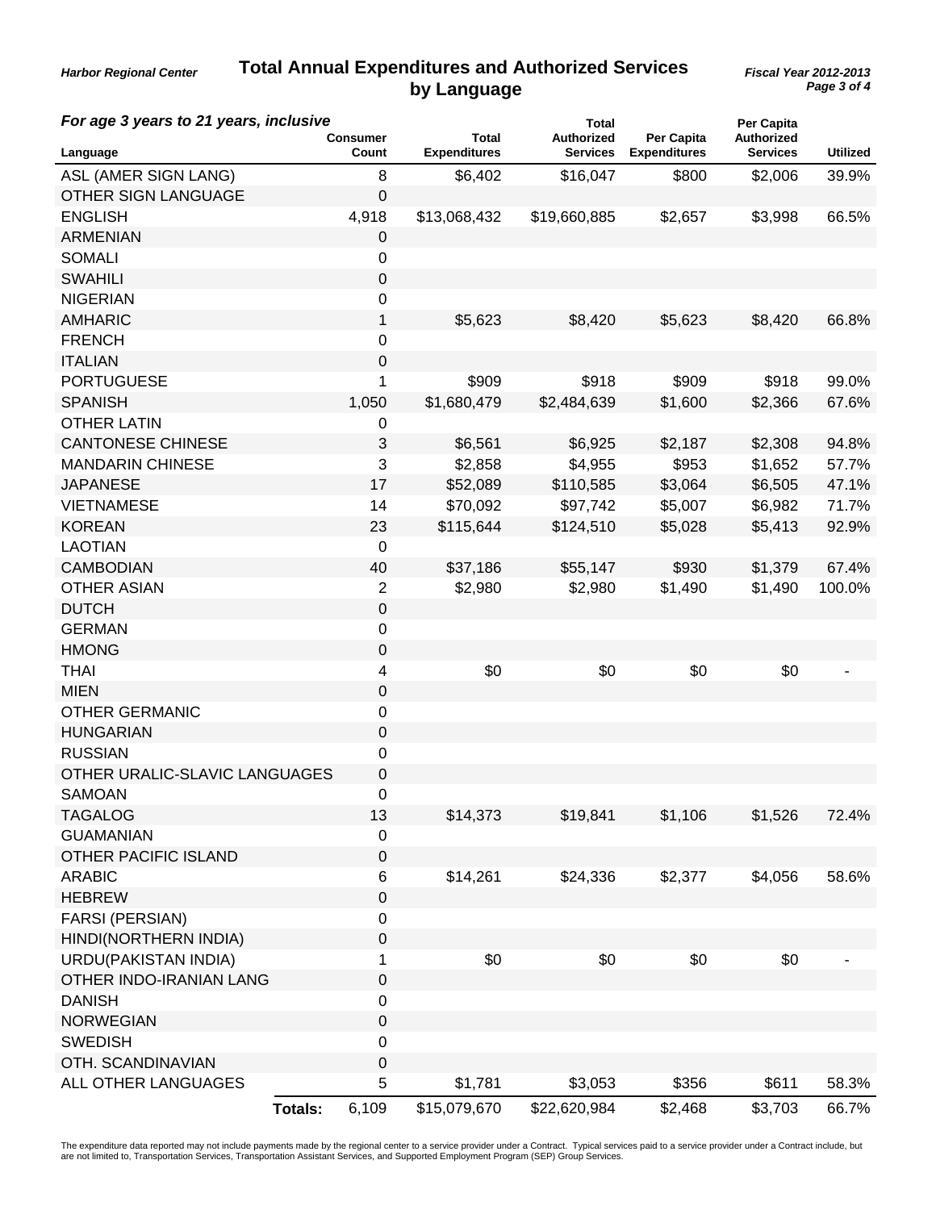Harbor Regional Center

# Total Annual Expenditures and Authorized Services by Language

*Fiscal Year 2012-2013*

***For age 3 years to 21 years, inclusive***

| Language | Consumer Count | Total Expenditures | Total Authorized Services | Per Capita Expenditures | Per Capita Authorized Services | Utilized |
|---|---|---|---|---|---|---|
| ASL (AMER SIGN LANG) | 8 | $6,402 | $16,047 | $800 | $2,006 | 39.9% |
| OTHER SIGN LANGUAGE | 0 | | | | | |
| ENGLISH | 4,918 | $13,068,432 | $19,660,885 | $2,657 | $3,998 | 66.5% |
| ARMENIAN | 0 | | | | | |
| SOMALI | 0 | | | | | |
| SWAHILI | 0 | | | | | |
| NIGERIAN | 0 | | | | | |
| AMHARIC | 1 | $5,623 | $8,420 | $5,623 | $8,420 | 66.8% |
| FRENCH | 0 | | | | | |
| ITALIAN | 0 | | | | | |
| PORTUGUESE | 1 | $909 | $918 | $909 | $918 | 99.0% |
| SPANISH | 1,050 | $1,680,479 | $2,484,639 | $1,600 | $2,366 | 67.6% |
| OTHER LATIN | 0 | | | | | |
| CANTONESE CHINESE | 3 | $6,561 | $6,925 | $2,187 | $2,308 | 94.8% |
| MANDARIN CHINESE | 3 | $2,858 | $4,955 | $953 | $1,652 | 57.7% |
| JAPANESE | 17 | $52,089 | $110,585 | $3,064 | $6,505 | 47.1% |
| VIETNAMESE | 14 | $70,092 | $97,742 | $5,007 | $6,982 | 71.7% |
| KOREAN | 23 | $115,644 | $124,510 | $5,028 | $5,413 | 92.9% |
| LAOTIAN | 0 | | | | | |
| CAMBODIAN | 40 | $37,186 | $55,147 | $930 | $1,379 | 67.4% |
| OTHER ASIAN | 2 | $2,980 | $2,980 | $1,490 | $1,490 | 100.0% |
| DUTCH | 0 | | | | | |
| GERMAN | 0 | | | | | |
| HMONG | 0 | | | | | |
| THAI | 4 | $0 | $0 | $0 | $0 | - |
| MIEN | 0 | | | | | |
| OTHER GERMANIC | 0 | | | | | |
| HUNGARIAN | 0 | | | | | |
| RUSSIAN | 0 | | | | | |
| OTHER URALIC-SLAVIC LANGUAGES | 0 | | | | | |
| SAMOAN | 0 | | | | | |
| TAGALOG | 13 | $14,373 | $19,841 | $1,106 | $1,526 | 72.4% |
| GUAMANIAN | 0 | | | | | |
| OTHER PACIFIC ISLAND | 0 | | | | | |
| ARABIC | 6 | $14,261 | $24,336 | $2,377 | $4,056 | 58.6% |
| HEBREW | 0 | | | | | |
| FARSI (PERSIAN) | 0 | | | | | |
| HINDI(NORTHERN INDIA) | 0 | | | | | |
| URDU(PAKISTAN INDIA) | 1 | $0 | $0 | $0 | $0 | - |
| OTHER INDO-IRANIAN LANG | 0 | | | | | |
| DANISH | 0 | | | | | |
| NORWEGIAN | 0 | | | | | |
| SWEDISH | 0 | | | | | |
| OTH. SCANDINAVIAN | 0 | | | | | |
| ALL OTHER LANGUAGES | 5 | $1,781 | $3,053 | $356 | $611 | 58.3% |
| **Totals:** | 6,109 | $15,079,670 | $22,620,984 | $2,468 | $3,703 | 66.7% |

The expenditure data reported may not include payments made by the regional center to a service provider under a Contract. Typical services paid to a service provider under a Contract include, but are not limited to, Transportation Services, Transportation Assistant Services, and Supported Employment Program (SEP) Group Services.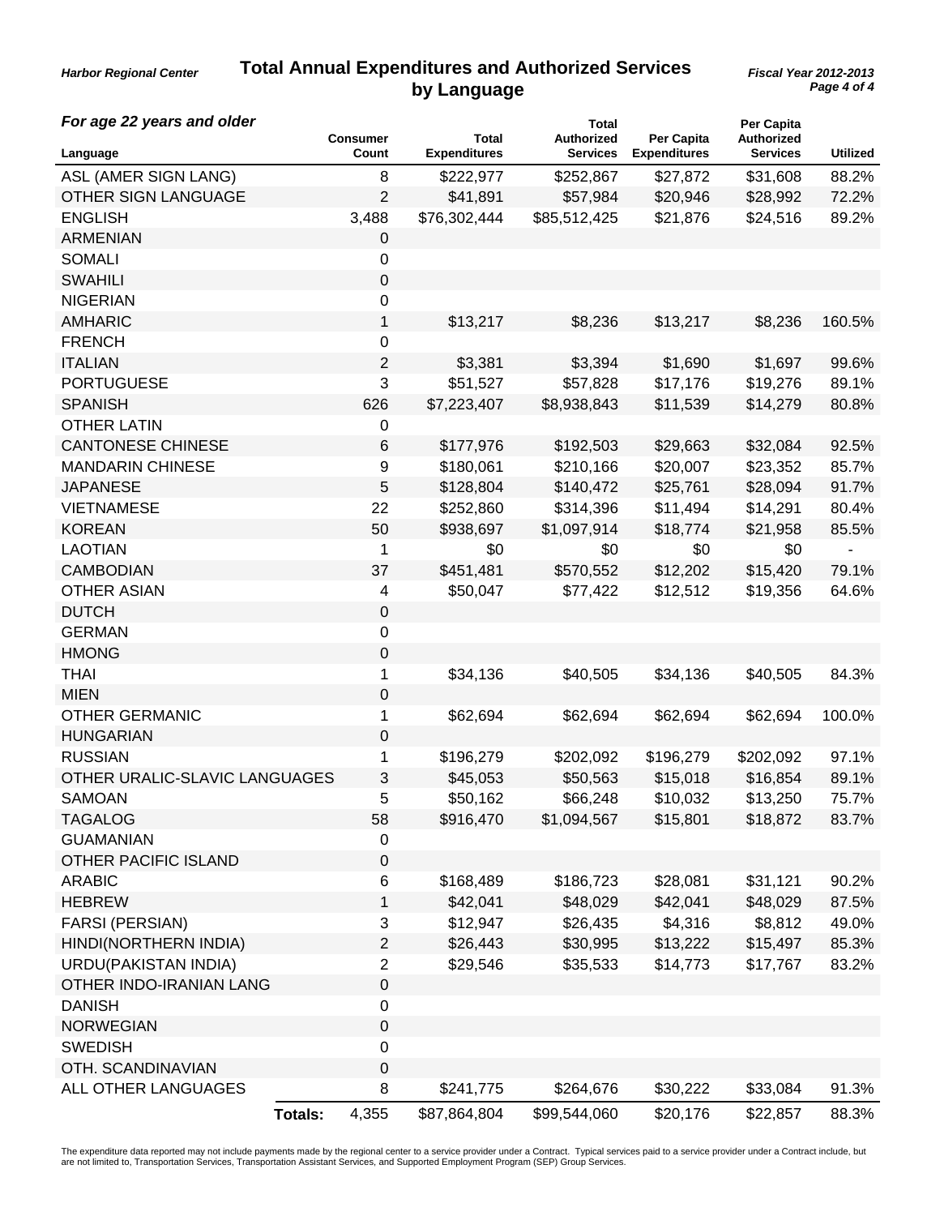**Harbor Regional Center**

# Total Annual Expenditures and Authorized Services by Language

**Fiscal Year 2012-2013**

### For age 22 years and older

| Language | Consumer Count | Total Expenditures | Total Authorized Services | Per Capita Expenditures | Per Capita Authorized Services | Utilized |
|---|---|---|---|---|---|---|
| ASL (AMER SIGN LANG) | 8 | $222,977 | $252,867 | $27,872 | $31,608 | 88.2% |
| OTHER SIGN LANGUAGE | 2 | $41,891 | $57,984 | $20,946 | $28,992 | 72.2% |
| ENGLISH | 3,488 | $76,302,444 | $85,512,425 | $21,876 | $24,516 | 89.2% |
| ARMENIAN | 0 | | | | | |
| SOMALI | 0 | | | | | |
| SWAHILI | 0 | | | | | |
| NIGERIAN | 0 | | | | | |
| AMHARIC | 1 | $13,217 | $8,236 | $13,217 | $8,236 | 160.5% |
| FRENCH | 0 | | | | | |
| ITALIAN | 2 | $3,381 | $3,394 | $1,690 | $1,697 | 99.6% |
| PORTUGUESE | 3 | $51,527 | $57,828 | $17,176 | $19,276 | 89.1% |
| SPANISH | 626 | $7,223,407 | $8,938,843 | $11,539 | $14,279 | 80.8% |
| OTHER LATIN | 0 | | | | | |
| CANTONESE CHINESE | 6 | $177,976 | $192,503 | $29,663 | $32,084 | 92.5% |
| MANDARIN CHINESE | 9 | $180,061 | $210,166 | $20,007 | $23,352 | 85.7% |
| JAPANESE | 5 | $128,804 | $140,472 | $25,761 | $28,094 | 91.7% |
| VIETNAMESE | 22 | $252,860 | $314,396 | $11,494 | $14,291 | 80.4% |
| KOREAN | 50 | $938,697 | $1,097,914 | $18,774 | $21,958 | 85.5% |
| LAOTIAN | 1 | $0 | $0 | $0 | $0 | - |
| CAMBODIAN | 37 | $451,481 | $570,552 | $12,202 | $15,420 | 79.1% |
| OTHER ASIAN | 4 | $50,047 | $77,422 | $12,512 | $19,356 | 64.6% |
| DUTCH | 0 | | | | | |
| GERMAN | 0 | | | | | |
| HMONG | 0 | | | | | |
| THAI | 1 | $34,136 | $40,505 | $34,136 | $40,505 | 84.3% |
| MIEN | 0 | | | | | |
| OTHER GERMANIC | 1 | $62,694 | $62,694 | $62,694 | $62,694 | 100.0% |
| HUNGARIAN | 0 | | | | | |
| RUSSIAN | 1 | $196,279 | $202,092 | $196,279 | $202,092 | 97.1% |
| OTHER URALIC-SLAVIC LANGUAGES | 3 | $45,053 | $50,563 | $15,018 | $16,854 | 89.1% |
| SAMOAN | 5 | $50,162 | $66,248 | $10,032 | $13,250 | 75.7% |
| TAGALOG | 58 | $916,470 | $1,094,567 | $15,801 | $18,872 | 83.7% |
| GUAMANIAN | 0 | | | | | |
| OTHER PACIFIC ISLAND | 0 | | | | | |
| ARABIC | 6 | $168,489 | $186,723 | $28,081 | $31,121 | 90.2% |
| HEBREW | 1 | $42,041 | $48,029 | $42,041 | $48,029 | 87.5% |
| FARSI (PERSIAN) | 3 | $12,947 | $26,435 | $4,316 | $8,812 | 49.0% |
| HINDI(NORTHERN INDIA) | 2 | $26,443 | $30,995 | $13,222 | $15,497 | 85.3% |
| URDU(PAKISTAN INDIA) | 2 | $29,546 | $35,533 | $14,773 | $17,767 | 83.2% |
| OTHER INDO-IRANIAN LANG | 0 | | | | | |
| DANISH | 0 | | | | | |
| NORWEGIAN | 0 | | | | | |
| SWEDISH | 0 | | | | | |
| OTH. SCANDINAVIAN | 0 | | | | | |
| ALL OTHER LANGUAGES | 8 | $241,775 | $264,676 | $30,222 | $33,084 | 91.3% |
| **Totals:** | 4,355 | $87,864,804 | $99,544,060 | $20,176 | $22,857 | 88.3% |

The expenditure data reported may not include payments made by the regional center to a service provider under a Contract. Typical services paid to a service provider under a Contract include, but are not limited to, Transportation Services, Transportation Assistant Services, and Supported Employment Program (SEP) Group Services.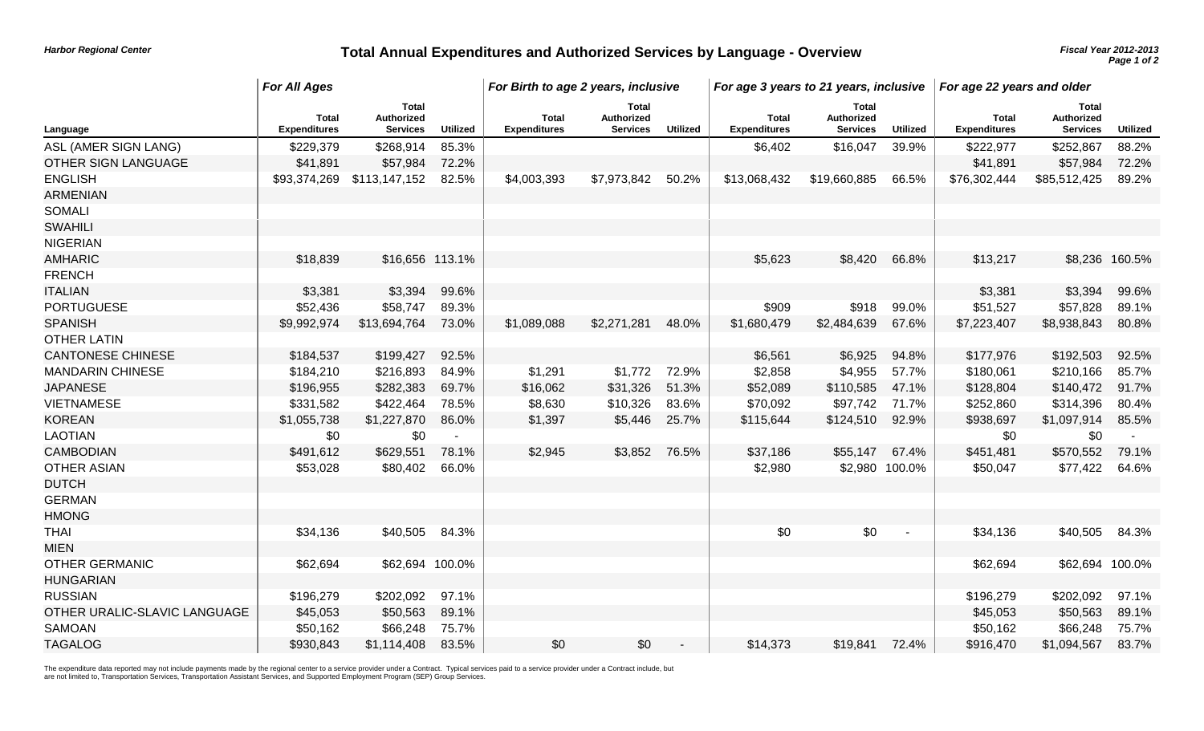Harbor Regional Center

# Total Annual Expenditures and Authorized Services by Language - Overview

Fiscal Year 2012-2013

| Language | For All Ages | | | For Birth to age 2 years, inclusive | | | For age 3 years to 21 years, inclusive | | | For age 22 years and older | | |
|---|---|---|---|---|---|---|---|---|---|---|---|---|
| | Total Expenditures | Total Authorized Services | Utilized | Total Expenditures | Total Authorized Services | Utilized | Total Expenditures | Total Authorized Services | Utilized | Total Expenditures | Total Authorized Services | Utilized |
| ASL (AMER SIGN LANG) | $229,379 | $268,914 | 85.3% | | | | $6,402 | $16,047 | 39.9% | $222,977 | $252,867 | 88.2% |
| OTHER SIGN LANGUAGE | $41,891 | $57,984 | 72.2% | | | | | | | $41,891 | $57,984 | 72.2% |
| ENGLISH | $93,374,269 | $113,147,152 | 82.5% | $4,003,393 | $7,973,842 | 50.2% | $13,068,432 | $19,660,885 | 66.5% | $76,302,444 | $85,512,425 | 89.2% |
| ARMENIAN | | | | | | | | | | | | |
| SOMALI | | | | | | | | | | | | |
| SWAHILI | | | | | | | | | | | | |
| NIGERIAN | | | | | | | | | | | | |
| AMHARIC | $18,839 | $16,656 | 113.1% | | | | $5,623 | $8,420 | 66.8% | $13,217 | $8,236 | 160.5% |
| FRENCH | | | | | | | | | | | | |
| ITALIAN | $3,381 | $3,394 | 99.6% | | | | | | | $3,381 | $3,394 | 99.6% |
| PORTUGUESE | $52,436 | $58,747 | 89.3% | | | | $909 | $918 | 99.0% | $51,527 | $57,828 | 89.1% |
| SPANISH | $9,992,974 | $13,694,764 | 73.0% | $1,089,088 | $2,271,281 | 48.0% | $1,680,479 | $2,484,639 | 67.6% | $7,223,407 | $8,938,843 | 80.8% |
| OTHER LATIN | | | | | | | | | | | | |
| CANTONESE CHINESE | $184,537 | $199,427 | 92.5% | | | | $6,561 | $6,925 | 94.8% | $177,976 | $192,503 | 92.5% |
| MANDARIN CHINESE | $184,210 | $216,893 | 84.9% | $1,291 | $1,772 | 72.9% | $2,858 | $4,955 | 57.7% | $180,061 | $210,166 | 85.7% |
| JAPANESE | $196,955 | $282,383 | 69.7% | $16,062 | $31,326 | 51.3% | $52,089 | $110,585 | 47.1% | $128,804 | $140,472 | 91.7% |
| VIETNAMESE | $331,582 | $422,464 | 78.5% | $8,630 | $10,326 | 83.6% | $70,092 | $97,742 | 71.7% | $252,860 | $314,396 | 80.4% |
| KOREAN | $1,055,738 | $1,227,870 | 86.0% | $1,397 | $5,446 | 25.7% | $115,644 | $124,510 | 92.9% | $938,697 | $1,097,914 | 85.5% |
| LAOTIAN | $0 | $0 | - | | | | | | | $0 | $0 | - |
| CAMBODIAN | $491,612 | $629,551 | 78.1% | $2,945 | $3,852 | 76.5% | $37,186 | $55,147 | 67.4% | $451,481 | $570,552 | 79.1% |
| OTHER ASIAN | $53,028 | $80,402 | 66.0% | | | | $2,980 | $2,980 | 100.0% | $50,047 | $77,422 | 64.6% |
| DUTCH | | | | | | | | | | | | |
| GERMAN | | | | | | | | | | | | |
| HMONG | | | | | | | | | | | | |
| THAI | $34,136 | $40,505 | 84.3% | | | | $0 | $0 | - | $34,136 | $40,505 | 84.3% |
| MIEN | | | | | | | | | | | | |
| OTHER GERMANIC | $62,694 | $62,694 | 100.0% | | | | | | | $62,694 | $62,694 | 100.0% |
| HUNGARIAN | | | | | | | | | | | | |
| RUSSIAN | $196,279 | $202,092 | 97.1% | | | | | | | $196,279 | $202,092 | 97.1% |
| OTHER URALIC-SLAVIC LANGUAGE | $45,053 | $50,563 | 89.1% | | | | | | | $45,053 | $50,563 | 89.1% |
| SAMOAN | $50,162 | $66,248 | 75.7% | | | | | | | $50,162 | $66,248 | 75.7% |
| TAGALOG | $930,843 | $1,114,408 | 83.5% | $0 | $0 | - | $14,373 | $19,841 | 72.4% | $916,470 | $1,094,567 | 83.7% |

The expenditure data reported may not include payments made by the regional center to a service provider under a Contract. Typical services paid to a service provider under a Contract include, but are not limited to, Transportation Services, Transportation Assistant Services, and Supported Employment Program (SEP) Group Services.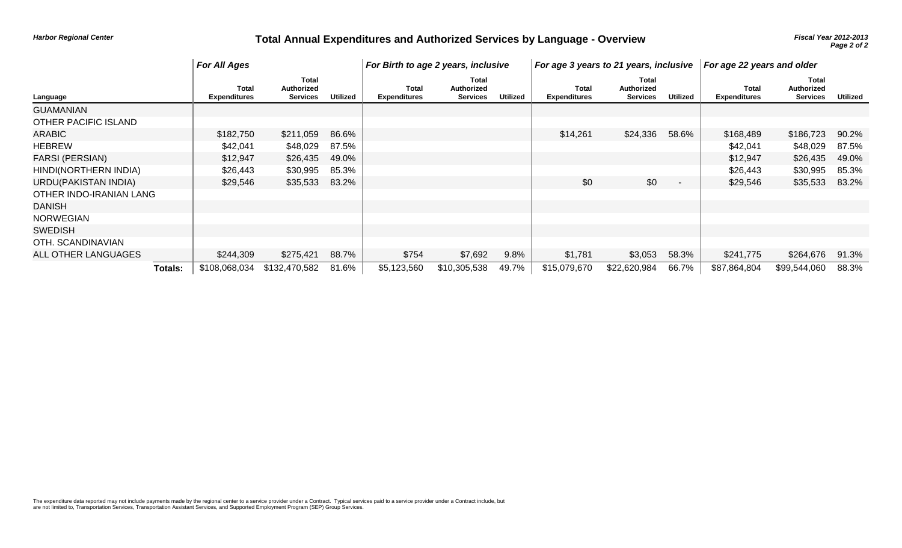Harbor Regional Center

# Total Annual Expenditures and Authorized Services by Language - Overview

*Fiscal Year 2012-2013*

| Language | *For All Ages* | | | *For Birth to age 2 years, inclusive* | | | *For age 3 years to 21 years, inclusive* | | | *For age 22 years and older* | | |
|---|---|---|---|---|---|---|---|---|---|---|---|---|
| | **Total Expenditures** | **Total Authorized Services** | **Utilized** | **Total Expenditures** | **Total Authorized Services** | **Utilized** | **Total Expenditures** | **Total Authorized Services** | **Utilized** | **Total Expenditures** | **Total Authorized Services** | **Utilized** |
| GUAMANIAN | | | | | | | | | | | | |
| OTHER PACIFIC ISLAND | | | | | | | | | | | | |
| ARABIC | $182,750 | $211,059 | 86.6% | | | | $14,261 | $24,336 | 58.6% | $168,489 | $186,723 | 90.2% |
| HEBREW | $42,041 | $48,029 | 87.5% | | | | | | | $42,041 | $48,029 | 87.5% |
| FARSI (PERSIAN) | $12,947 | $26,435 | 49.0% | | | | | | | $12,947 | $26,435 | 49.0% |
| HINDI(NORTHERN INDIA) | $26,443 | $30,995 | 85.3% | | | | | | | $26,443 | $30,995 | 85.3% |
| URDU(PAKISTAN INDIA) | $29,546 | $35,533 | 83.2% | | | | $0 | $0 | - | $29,546 | $35,533 | 83.2% |
| OTHER INDO-IRANIAN LANG | | | | | | | | | | | | |
| DANISH | | | | | | | | | | | | |
| NORWEGIAN | | | | | | | | | | | | |
| SWEDISH | | | | | | | | | | | | |
| OTH. SCANDINAVIAN | | | | | | | | | | | | |
| ALL OTHER LANGUAGES | $244,309 | $275,421 | 88.7% | $754 | $7,692 | 9.8% | $1,781 | $3,053 | 58.3% | $241,775 | $264,676 | 91.3% |
| **Totals:** | $108,068,034 | $132,470,582 | 81.6% | $5,123,560 | $10,305,538 | 49.7% | $15,079,670 | $22,620,984 | 66.7% | $87,864,804 | $99,544,060 | 88.3% |

The expenditure data reported may not include payments made by the regional center to a service provider under a Contract. Typical services paid to a service provider under a Contract include, but are not limited to, Transportation Services, Transportation Assistant Services, and Supported Employment Program (SEP) Group Services.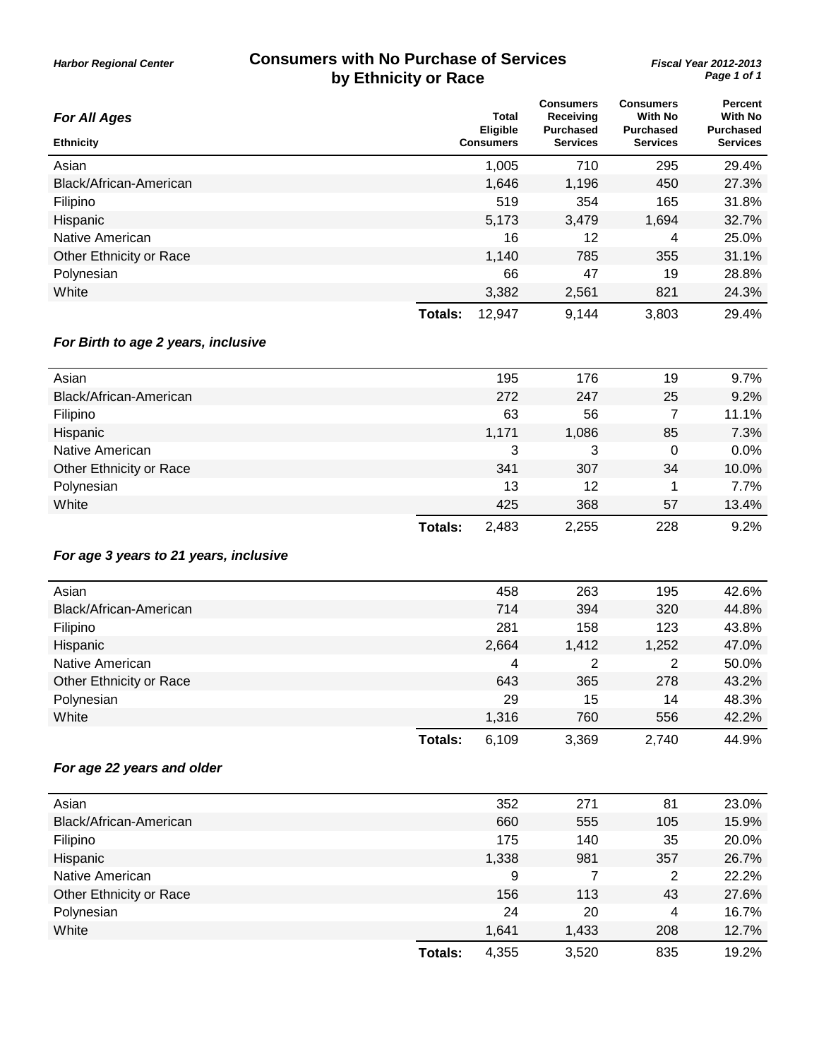Harbor Regional Center

# Consumers with No Purchase of Services by Ethnicity or Race

Fiscal Year 2012-2013

### For All Ages

| Ethnicity | Total Eligible Consumers | Consumers Receiving Purchased Services | Consumers With No Purchased Services | Percent With No Purchased Services |
|---|---|---|---|---|
| Asian | 1,005 | 710 | 295 | 29.4% |
| Black/African-American | 1,646 | 1,196 | 450 | 27.3% |
| Filipino | 519 | 354 | 165 | 31.8% |
| Hispanic | 5,173 | 3,479 | 1,694 | 32.7% |
| Native American | 16 | 12 | 4 | 25.0% |
| Other Ethnicity or Race | 1,140 | 785 | 355 | 31.1% |
| Polynesian | 66 | 47 | 19 | 28.8% |
| White | 3,382 | 2,561 | 821 | 24.3% |
| **Totals:** | 12,947 | 9,144 | 3,803 | 29.4% |

### For Birth to age 2 years, inclusive

| Ethnicity | Total Eligible Consumers | Consumers Receiving Purchased Services | Consumers With No Purchased Services | Percent With No Purchased Services |
|---|---|---|---|---|
| Asian | 195 | 176 | 19 | 9.7% |
| Black/African-American | 272 | 247 | 25 | 9.2% |
| Filipino | 63 | 56 | 7 | 11.1% |
| Hispanic | 1,171 | 1,086 | 85 | 7.3% |
| Native American | 3 | 3 | 0 | 0.0% |
| Other Ethnicity or Race | 341 | 307 | 34 | 10.0% |
| Polynesian | 13 | 12 | 1 | 7.7% |
| White | 425 | 368 | 57 | 13.4% |
| **Totals:** | 2,483 | 2,255 | 228 | 9.2% |

### For age 3 years to 21 years, inclusive

| Ethnicity | Total Eligible Consumers | Consumers Receiving Purchased Services | Consumers With No Purchased Services | Percent With No Purchased Services |
|---|---|---|---|---|
| Asian | 458 | 263 | 195 | 42.6% |
| Black/African-American | 714 | 394 | 320 | 44.8% |
| Filipino | 281 | 158 | 123 | 43.8% |
| Hispanic | 2,664 | 1,412 | 1,252 | 47.0% |
| Native American | 4 | 2 | 2 | 50.0% |
| Other Ethnicity or Race | 643 | 365 | 278 | 43.2% |
| Polynesian | 29 | 15 | 14 | 48.3% |
| White | 1,316 | 760 | 556 | 42.2% |
| **Totals:** | 6,109 | 3,369 | 2,740 | 44.9% |

### For age 22 years and older

| Ethnicity | Total Eligible Consumers | Consumers Receiving Purchased Services | Consumers With No Purchased Services | Percent With No Purchased Services |
|---|---|---|---|---|
| Asian | 352 | 271 | 81 | 23.0% |
| Black/African-American | 660 | 555 | 105 | 15.9% |
| Filipino | 175 | 140 | 35 | 20.0% |
| Hispanic | 1,338 | 981 | 357 | 26.7% |
| Native American | 9 | 7 | 2 | 22.2% |
| Other Ethnicity or Race | 156 | 113 | 43 | 27.6% |
| Polynesian | 24 | 20 | 4 | 16.7% |
| White | 1,641 | 1,433 | 208 | 12.7% |
| **Totals:** | 4,355 | 3,520 | 835 | 19.2% |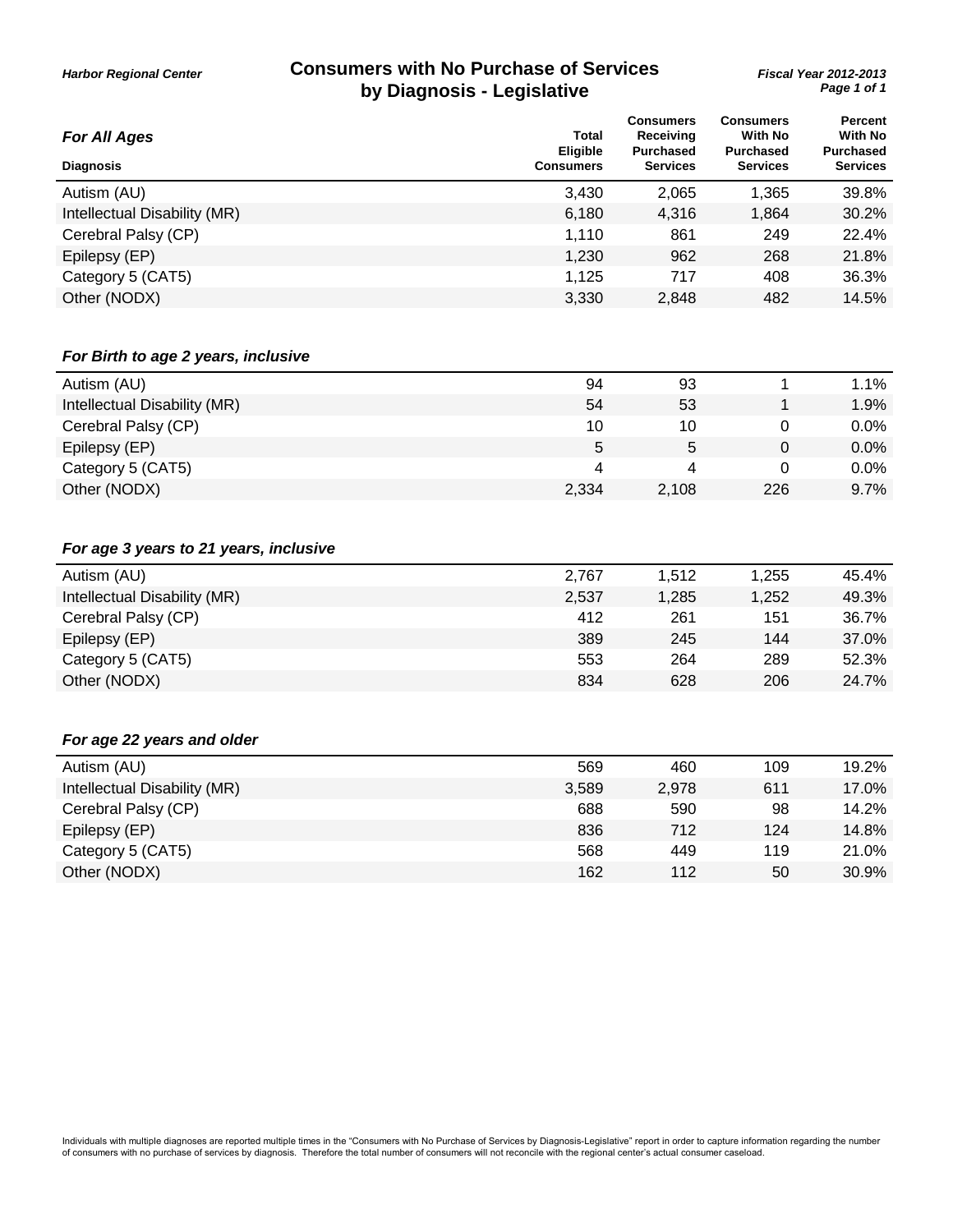*Harbor Regional Center*

# Consumers with No Purchase of Services by Diagnosis - Legislative

*Fiscal Year 2012-2013*

### *For All Ages*

| Diagnosis | Total Eligible Consumers | Consumers Receiving Purchased Services | Consumers With No Purchased Services | Percent With No Purchased Services |
|---|---|---|---|---|
| Autism (AU) | 3,430 | 2,065 | 1,365 | 39.8% |
| Intellectual Disability (MR) | 6,180 | 4,316 | 1,864 | 30.2% |
| Cerebral Palsy (CP) | 1,110 | 861 | 249 | 22.4% |
| Epilepsy (EP) | 1,230 | 962 | 268 | 21.8% |
| Category 5 (CAT5) | 1,125 | 717 | 408 | 36.3% |
| Other (NODX) | 3,330 | 2,848 | 482 | 14.5% |

### *For Birth to age 2 years, inclusive*

| Diagnosis | Total Eligible Consumers | Consumers Receiving Purchased Services | Consumers With No Purchased Services | Percent With No Purchased Services |
|---|---|---|---|---|
| Autism (AU) | 94 | 93 | 1 | 1.1% |
| Intellectual Disability (MR) | 54 | 53 | 1 | 1.9% |
| Cerebral Palsy (CP) | 10 | 10 | 0 | 0.0% |
| Epilepsy (EP) | 5 | 5 | 0 | 0.0% |
| Category 5 (CAT5) | 4 | 4 | 0 | 0.0% |
| Other (NODX) | 2,334 | 2,108 | 226 | 9.7% |

### *For age 3 years to 21 years, inclusive*

| Diagnosis | Total Eligible Consumers | Consumers Receiving Purchased Services | Consumers With No Purchased Services | Percent With No Purchased Services |
|---|---|---|---|---|
| Autism (AU) | 2,767 | 1,512 | 1,255 | 45.4% |
| Intellectual Disability (MR) | 2,537 | 1,285 | 1,252 | 49.3% |
| Cerebral Palsy (CP) | 412 | 261 | 151 | 36.7% |
| Epilepsy (EP) | 389 | 245 | 144 | 37.0% |
| Category 5 (CAT5) | 553 | 264 | 289 | 52.3% |
| Other (NODX) | 834 | 628 | 206 | 24.7% |

### *For age 22 years and older*

| Diagnosis | Total Eligible Consumers | Consumers Receiving Purchased Services | Consumers With No Purchased Services | Percent With No Purchased Services |
|---|---|---|---|---|
| Autism (AU) | 569 | 460 | 109 | 19.2% |
| Intellectual Disability (MR) | 3,589 | 2,978 | 611 | 17.0% |
| Cerebral Palsy (CP) | 688 | 590 | 98 | 14.2% |
| Epilepsy (EP) | 836 | 712 | 124 | 14.8% |
| Category 5 (CAT5) | 568 | 449 | 119 | 21.0% |
| Other (NODX) | 162 | 112 | 50 | 30.9% |

Individuals with multiple diagnoses are reported multiple times in the "Consumers with No Purchase of Services by Diagnosis-Legislative" report in order to capture information regarding the number of consumers with no purchase of services by diagnosis. Therefore the total number of consumers will not reconcile with the regional center's actual consumer caseload.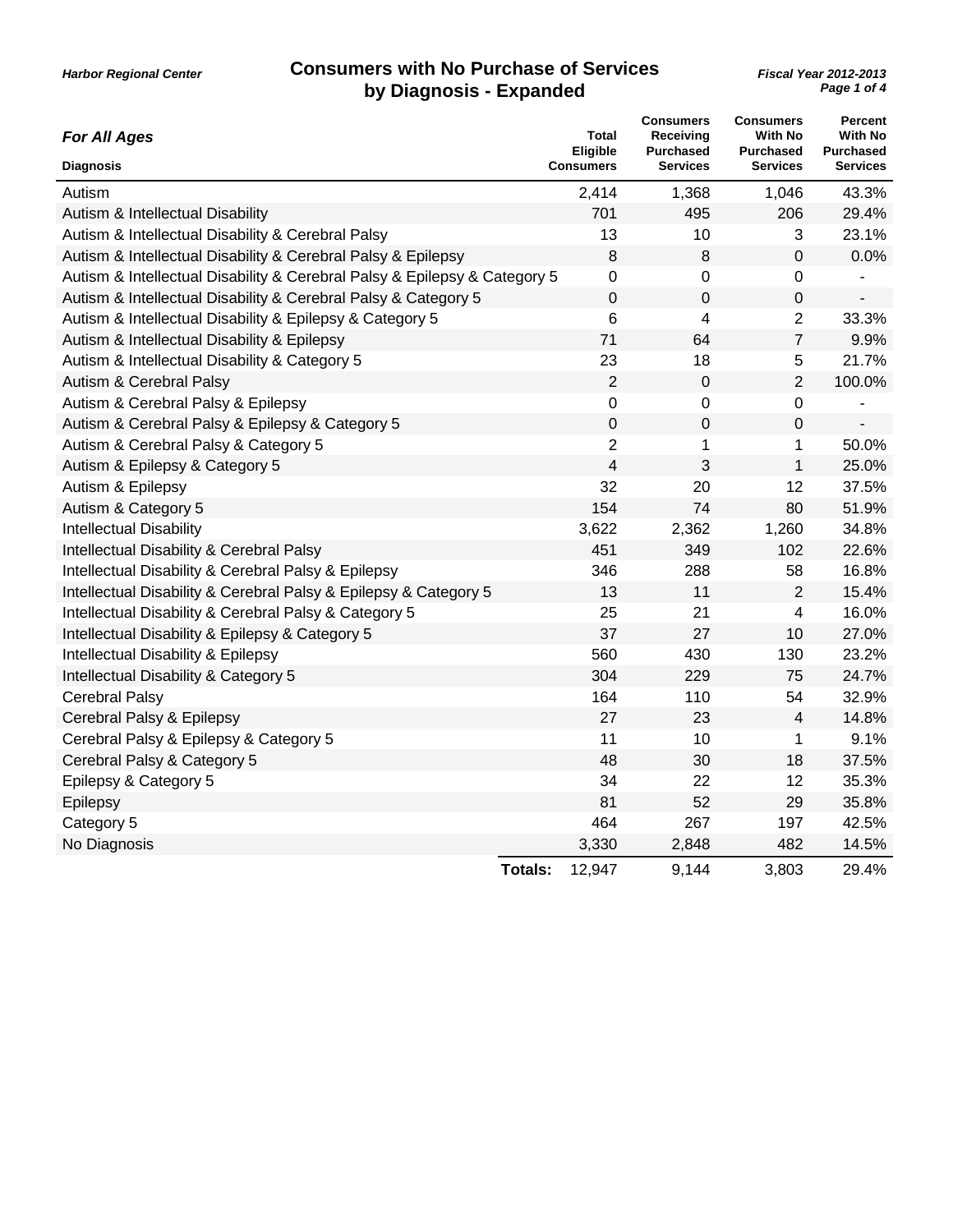Harbor Regional Center

# Consumers with No Purchase of Services by Diagnosis - Expanded

Fiscal Year 2012-2013

## For All Ages

| Diagnosis | Total Eligible Consumers | Consumers Receiving Purchased Services | Consumers With No Purchased Services | Percent With No Purchased Services |
|---|---|---|---|---|
| Autism | 2,414 | 1,368 | 1,046 | 43.3% |
| Autism & Intellectual Disability | 701 | 495 | 206 | 29.4% |
| Autism & Intellectual Disability & Cerebral Palsy | 13 | 10 | 3 | 23.1% |
| Autism & Intellectual Disability & Cerebral Palsy & Epilepsy | 8 | 8 | 0 | 0.0% |
| Autism & Intellectual Disability & Cerebral Palsy & Epilepsy & Category 5 | 0 | 0 | 0 | - |
| Autism & Intellectual Disability & Cerebral Palsy & Category 5 | 0 | 0 | 0 | - |
| Autism & Intellectual Disability & Epilepsy & Category 5 | 6 | 4 | 2 | 33.3% |
| Autism & Intellectual Disability & Epilepsy | 71 | 64 | 7 | 9.9% |
| Autism & Intellectual Disability & Category 5 | 23 | 18 | 5 | 21.7% |
| Autism & Cerebral Palsy | 2 | 0 | 2 | 100.0% |
| Autism & Cerebral Palsy & Epilepsy | 0 | 0 | 0 | - |
| Autism & Cerebral Palsy & Epilepsy & Category 5 | 0 | 0 | 0 | - |
| Autism & Cerebral Palsy & Category 5 | 2 | 1 | 1 | 50.0% |
| Autism & Epilepsy & Category 5 | 4 | 3 | 1 | 25.0% |
| Autism & Epilepsy | 32 | 20 | 12 | 37.5% |
| Autism & Category 5 | 154 | 74 | 80 | 51.9% |
| Intellectual Disability | 3,622 | 2,362 | 1,260 | 34.8% |
| Intellectual Disability & Cerebral Palsy | 451 | 349 | 102 | 22.6% |
| Intellectual Disability & Cerebral Palsy & Epilepsy | 346 | 288 | 58 | 16.8% |
| Intellectual Disability & Cerebral Palsy & Epilepsy & Category 5 | 13 | 11 | 2 | 15.4% |
| Intellectual Disability & Cerebral Palsy & Category 5 | 25 | 21 | 4 | 16.0% |
| Intellectual Disability & Epilepsy & Category 5 | 37 | 27 | 10 | 27.0% |
| Intellectual Disability & Epilepsy | 560 | 430 | 130 | 23.2% |
| Intellectual Disability & Category 5 | 304 | 229 | 75 | 24.7% |
| Cerebral Palsy | 164 | 110 | 54 | 32.9% |
| Cerebral Palsy & Epilepsy | 27 | 23 | 4 | 14.8% |
| Cerebral Palsy & Epilepsy & Category 5 | 11 | 10 | 1 | 9.1% |
| Cerebral Palsy & Category 5 | 48 | 30 | 18 | 37.5% |
| Epilepsy & Category 5 | 34 | 22 | 12 | 35.3% |
| Epilepsy | 81 | 52 | 29 | 35.8% |
| Category 5 | 464 | 267 | 197 | 42.5% |
| No Diagnosis | 3,330 | 2,848 | 482 | 14.5% |
| **Totals:** | 12,947 | 9,144 | 3,803 | 29.4% |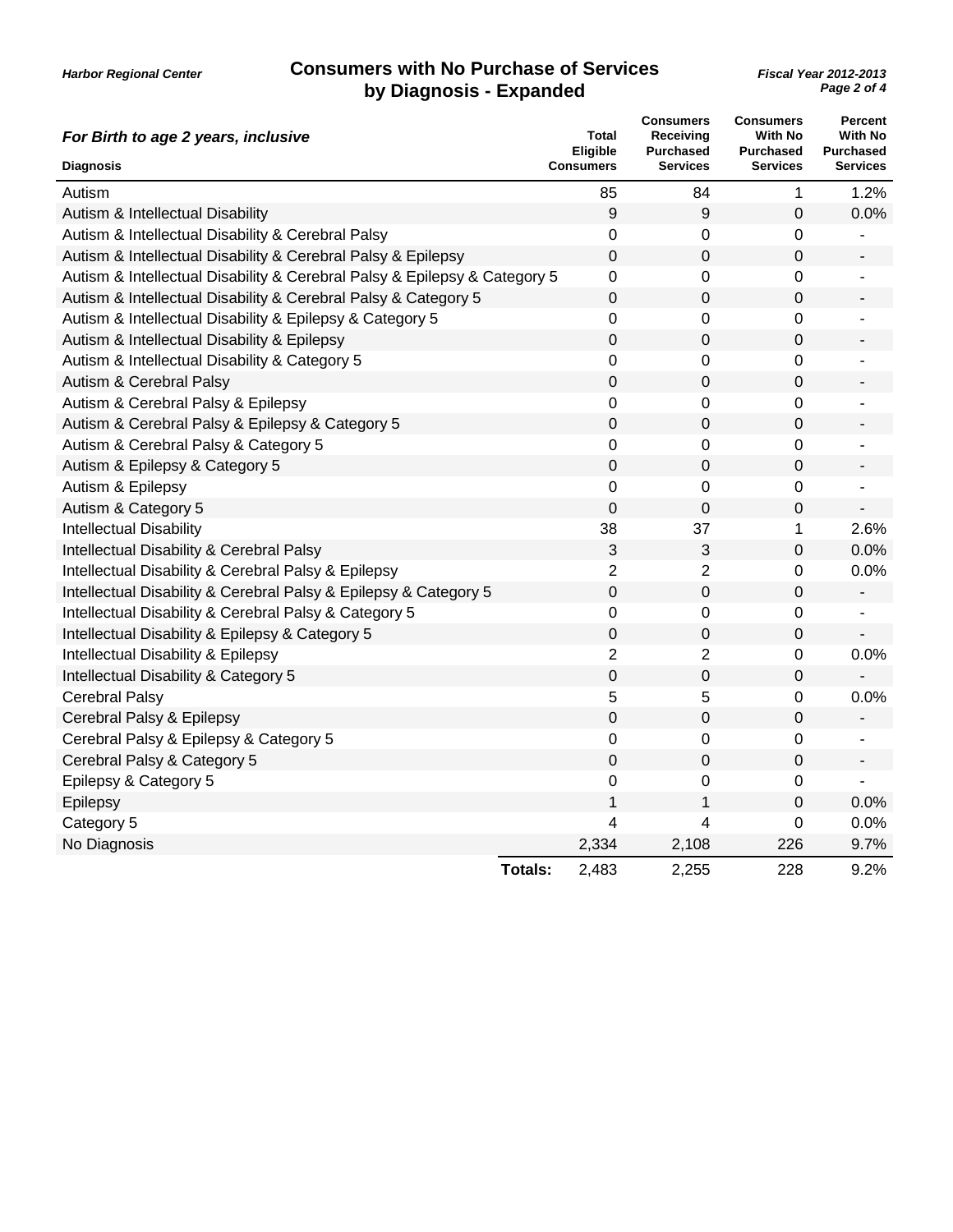Harbor Regional Center

# Consumers with No Purchase of Services by Diagnosis - Expanded

Fiscal Year 2012-2013

## *For Birth to age 2 years, inclusive*

| Diagnosis | Total Eligible Consumers | Consumers Receiving Purchased Services | Consumers With No Purchased Services | Percent With No Purchased Services |
|---|---|---|---|---|
| Autism | 85 | 84 | 1 | 1.2% |
| Autism & Intellectual Disability | 9 | 9 | 0 | 0.0% |
| Autism & Intellectual Disability & Cerebral Palsy | 0 | 0 | 0 | - |
| Autism & Intellectual Disability & Cerebral Palsy & Epilepsy | 0 | 0 | 0 | - |
| Autism & Intellectual Disability & Cerebral Palsy & Epilepsy & Category 5 | 0 | 0 | 0 | - |
| Autism & Intellectual Disability & Cerebral Palsy & Category 5 | 0 | 0 | 0 | - |
| Autism & Intellectual Disability & Epilepsy & Category 5 | 0 | 0 | 0 | - |
| Autism & Intellectual Disability & Epilepsy | 0 | 0 | 0 | - |
| Autism & Intellectual Disability & Category 5 | 0 | 0 | 0 | - |
| Autism & Cerebral Palsy | 0 | 0 | 0 | - |
| Autism & Cerebral Palsy & Epilepsy | 0 | 0 | 0 | - |
| Autism & Cerebral Palsy & Epilepsy & Category 5 | 0 | 0 | 0 | - |
| Autism & Cerebral Palsy & Category 5 | 0 | 0 | 0 | - |
| Autism & Epilepsy & Category 5 | 0 | 0 | 0 | - |
| Autism & Epilepsy | 0 | 0 | 0 | - |
| Autism & Category 5 | 0 | 0 | 0 | - |
| Intellectual Disability | 38 | 37 | 1 | 2.6% |
| Intellectual Disability & Cerebral Palsy | 3 | 3 | 0 | 0.0% |
| Intellectual Disability & Cerebral Palsy & Epilepsy | 2 | 2 | 0 | 0.0% |
| Intellectual Disability & Cerebral Palsy & Epilepsy & Category 5 | 0 | 0 | 0 | - |
| Intellectual Disability & Cerebral Palsy & Category 5 | 0 | 0 | 0 | - |
| Intellectual Disability & Epilepsy & Category 5 | 0 | 0 | 0 | - |
| Intellectual Disability & Epilepsy | 2 | 2 | 0 | 0.0% |
| Intellectual Disability & Category 5 | 0 | 0 | 0 | - |
| Cerebral Palsy | 5 | 5 | 0 | 0.0% |
| Cerebral Palsy & Epilepsy | 0 | 0 | 0 | - |
| Cerebral Palsy & Epilepsy & Category 5 | 0 | 0 | 0 | - |
| Cerebral Palsy & Category 5 | 0 | 0 | 0 | - |
| Epilepsy & Category 5 | 0 | 0 | 0 | - |
| Epilepsy | 1 | 1 | 0 | 0.0% |
| Category 5 | 4 | 4 | 0 | 0.0% |
| No Diagnosis | 2,334 | 2,108 | 226 | 9.7% |
| **Totals:** | 2,483 | 2,255 | 228 | 9.2% |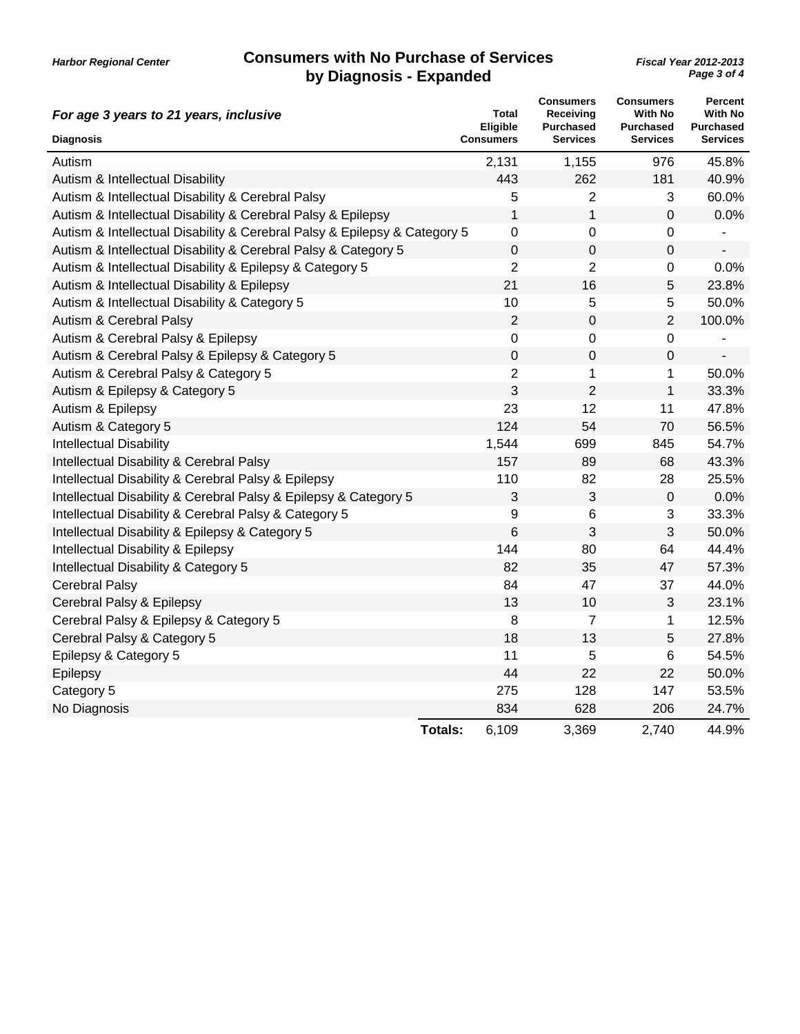Harbor Regional Center

# Consumers with No Purchase of Services by Diagnosis - Expanded

*Fiscal Year 2012-2013*

***For age 3 years to 21 years, inclusive***

| Diagnosis | Total Eligible Consumers | Consumers Receiving Purchased Services | Consumers With No Purchased Services | Percent With No Purchased Services |
|---|---|---|---|---|
| Autism | 2,131 | 1,155 | 976 | 45.8% |
| Autism & Intellectual Disability | 443 | 262 | 181 | 40.9% |
| Autism & Intellectual Disability & Cerebral Palsy | 5 | 2 | 3 | 60.0% |
| Autism & Intellectual Disability & Cerebral Palsy & Epilepsy | 1 | 1 | 0 | 0.0% |
| Autism & Intellectual Disability & Cerebral Palsy & Epilepsy & Category 5 | 0 | 0 | 0 | - |
| Autism & Intellectual Disability & Cerebral Palsy & Category 5 | 0 | 0 | 0 | - |
| Autism & Intellectual Disability & Epilepsy & Category 5 | 2 | 2 | 0 | 0.0% |
| Autism & Intellectual Disability & Epilepsy | 21 | 16 | 5 | 23.8% |
| Autism & Intellectual Disability & Category 5 | 10 | 5 | 5 | 50.0% |
| Autism & Cerebral Palsy | 2 | 0 | 2 | 100.0% |
| Autism & Cerebral Palsy & Epilepsy | 0 | 0 | 0 | - |
| Autism & Cerebral Palsy & Epilepsy & Category 5 | 0 | 0 | 0 | - |
| Autism & Cerebral Palsy & Category 5 | 2 | 1 | 1 | 50.0% |
| Autism & Epilepsy & Category 5 | 3 | 2 | 1 | 33.3% |
| Autism & Epilepsy | 23 | 12 | 11 | 47.8% |
| Autism & Category 5 | 124 | 54 | 70 | 56.5% |
| Intellectual Disability | 1,544 | 699 | 845 | 54.7% |
| Intellectual Disability & Cerebral Palsy | 157 | 89 | 68 | 43.3% |
| Intellectual Disability & Cerebral Palsy & Epilepsy | 110 | 82 | 28 | 25.5% |
| Intellectual Disability & Cerebral Palsy & Epilepsy & Category 5 | 3 | 3 | 0 | 0.0% |
| Intellectual Disability & Cerebral Palsy & Category 5 | 9 | 6 | 3 | 33.3% |
| Intellectual Disability & Epilepsy & Category 5 | 6 | 3 | 3 | 50.0% |
| Intellectual Disability & Epilepsy | 144 | 80 | 64 | 44.4% |
| Intellectual Disability & Category 5 | 82 | 35 | 47 | 57.3% |
| Cerebral Palsy | 84 | 47 | 37 | 44.0% |
| Cerebral Palsy & Epilepsy | 13 | 10 | 3 | 23.1% |
| Cerebral Palsy & Epilepsy & Category 5 | 8 | 7 | 1 | 12.5% |
| Cerebral Palsy & Category 5 | 18 | 13 | 5 | 27.8% |
| Epilepsy & Category 5 | 11 | 5 | 6 | 54.5% |
| Epilepsy | 44 | 22 | 22 | 50.0% |
| Category 5 | 275 | 128 | 147 | 53.5% |
| No Diagnosis | 834 | 628 | 206 | 24.7% |
| **Totals:** | 6,109 | 3,369 | 2,740 | 44.9% |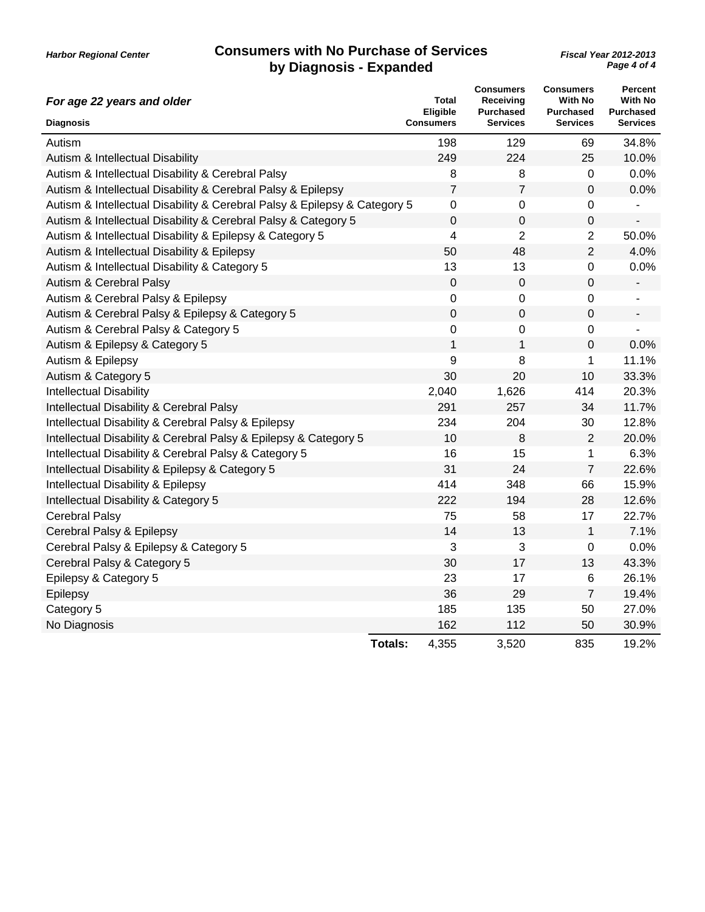Harbor Regional Center

# Consumers with No Purchase of Services by Diagnosis - Expanded

*Fiscal Year 2012-2013*

***For age 22 years and older***

| Diagnosis | Total Eligible Consumers | Consumers Receiving Purchased Services | Consumers With No Purchased Services | Percent With No Purchased Services |
|---|---|---|---|---|
| Autism | 198 | 129 | 69 | 34.8% |
| Autism & Intellectual Disability | 249 | 224 | 25 | 10.0% |
| Autism & Intellectual Disability & Cerebral Palsy | 8 | 8 | 0 | 0.0% |
| Autism & Intellectual Disability & Cerebral Palsy & Epilepsy | 7 | 7 | 0 | 0.0% |
| Autism & Intellectual Disability & Cerebral Palsy & Epilepsy & Category 5 | 0 | 0 | 0 | - |
| Autism & Intellectual Disability & Cerebral Palsy & Category 5 | 0 | 0 | 0 | - |
| Autism & Intellectual Disability & Epilepsy & Category 5 | 4 | 2 | 2 | 50.0% |
| Autism & Intellectual Disability & Epilepsy | 50 | 48 | 2 | 4.0% |
| Autism & Intellectual Disability & Category 5 | 13 | 13 | 0 | 0.0% |
| Autism & Cerebral Palsy | 0 | 0 | 0 | - |
| Autism & Cerebral Palsy & Epilepsy | 0 | 0 | 0 | - |
| Autism & Cerebral Palsy & Epilepsy & Category 5 | 0 | 0 | 0 | - |
| Autism & Cerebral Palsy & Category 5 | 0 | 0 | 0 | - |
| Autism & Epilepsy & Category 5 | 1 | 1 | 0 | 0.0% |
| Autism & Epilepsy | 9 | 8 | 1 | 11.1% |
| Autism & Category 5 | 30 | 20 | 10 | 33.3% |
| Intellectual Disability | 2,040 | 1,626 | 414 | 20.3% |
| Intellectual Disability & Cerebral Palsy | 291 | 257 | 34 | 11.7% |
| Intellectual Disability & Cerebral Palsy & Epilepsy | 234 | 204 | 30 | 12.8% |
| Intellectual Disability & Cerebral Palsy & Epilepsy & Category 5 | 10 | 8 | 2 | 20.0% |
| Intellectual Disability & Cerebral Palsy & Category 5 | 16 | 15 | 1 | 6.3% |
| Intellectual Disability & Epilepsy & Category 5 | 31 | 24 | 7 | 22.6% |
| Intellectual Disability & Epilepsy | 414 | 348 | 66 | 15.9% |
| Intellectual Disability & Category 5 | 222 | 194 | 28 | 12.6% |
| Cerebral Palsy | 75 | 58 | 17 | 22.7% |
| Cerebral Palsy & Epilepsy | 14 | 13 | 1 | 7.1% |
| Cerebral Palsy & Epilepsy & Category 5 | 3 | 3 | 0 | 0.0% |
| Cerebral Palsy & Category 5 | 30 | 17 | 13 | 43.3% |
| Epilepsy & Category 5 | 23 | 17 | 6 | 26.1% |
| Epilepsy | 36 | 29 | 7 | 19.4% |
| Category 5 | 185 | 135 | 50 | 27.0% |
| No Diagnosis | 162 | 112 | 50 | 30.9% |
| **Totals:** | 4,355 | 3,520 | 835 | 19.2% |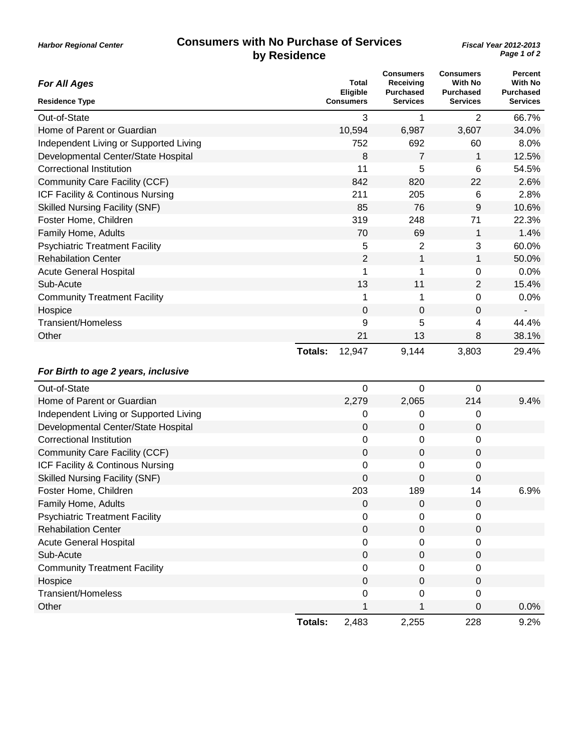Harbor Regional Center

# Consumers with No Purchase of Services by Residence

*Fiscal Year 2012-2013*

### *For All Ages*

| Residence Type | Total Eligible Consumers | Consumers Receiving Purchased Services | Consumers With No Purchased Services | Percent With No Purchased Services |
|---|---|---|---|---|
| Out-of-State | 3 | 1 | 2 | 66.7% |
| Home of Parent or Guardian | 10,594 | 6,987 | 3,607 | 34.0% |
| Independent Living or Supported Living | 752 | 692 | 60 | 8.0% |
| Developmental Center/State Hospital | 8 | 7 | 1 | 12.5% |
| Correctional Institution | 11 | 5 | 6 | 54.5% |
| Community Care Facility (CCF) | 842 | 820 | 22 | 2.6% |
| ICF Facility & Continous Nursing | 211 | 205 | 6 | 2.8% |
| Skilled Nursing Facility (SNF) | 85 | 76 | 9 | 10.6% |
| Foster Home, Children | 319 | 248 | 71 | 22.3% |
| Family Home, Adults | 70 | 69 | 1 | 1.4% |
| Psychiatric Treatment Facility | 5 | 2 | 3 | 60.0% |
| Rehabilitation Center | 2 | 1 | 1 | 50.0% |
| Acute General Hospital | 1 | 1 | 0 | 0.0% |
| Sub-Acute | 13 | 11 | 2 | 15.4% |
| Community Treatment Facility | 1 | 1 | 0 | 0.0% |
| Hospice | 0 | 0 | 0 | - |
| Transient/Homeless | 9 | 5 | 4 | 44.4% |
| Other | 21 | 13 | 8 | 38.1% |
| **Totals:** | 12,947 | 9,144 | 3,803 | 29.4% |

### *For Birth to age 2 years, inclusive*

| Residence Type | Total Eligible Consumers | Consumers Receiving Purchased Services | Consumers With No Purchased Services | Percent With No Purchased Services |
|---|---|---|---|---|
| Out-of-State | 0 | 0 | 0 | |
| Home of Parent or Guardian | 2,279 | 2,065 | 214 | 9.4% |
| Independent Living or Supported Living | 0 | 0 | 0 | |
| Developmental Center/State Hospital | 0 | 0 | 0 | |
| Correctional Institution | 0 | 0 | 0 | |
| Community Care Facility (CCF) | 0 | 0 | 0 | |
| ICF Facility & Continous Nursing | 0 | 0 | 0 | |
| Skilled Nursing Facility (SNF) | 0 | 0 | 0 | |
| Foster Home, Children | 203 | 189 | 14 | 6.9% |
| Family Home, Adults | 0 | 0 | 0 | |
| Psychiatric Treatment Facility | 0 | 0 | 0 | |
| Rehabilitation Center | 0 | 0 | 0 | |
| Acute General Hospital | 0 | 0 | 0 | |
| Sub-Acute | 0 | 0 | 0 | |
| Community Treatment Facility | 0 | 0 | 0 | |
| Hospice | 0 | 0 | 0 | |
| Transient/Homeless | 0 | 0 | 0 | |
| Other | 1 | 1 | 0 | 0.0% |
| **Totals:** | 2,483 | 2,255 | 228 | 9.2% |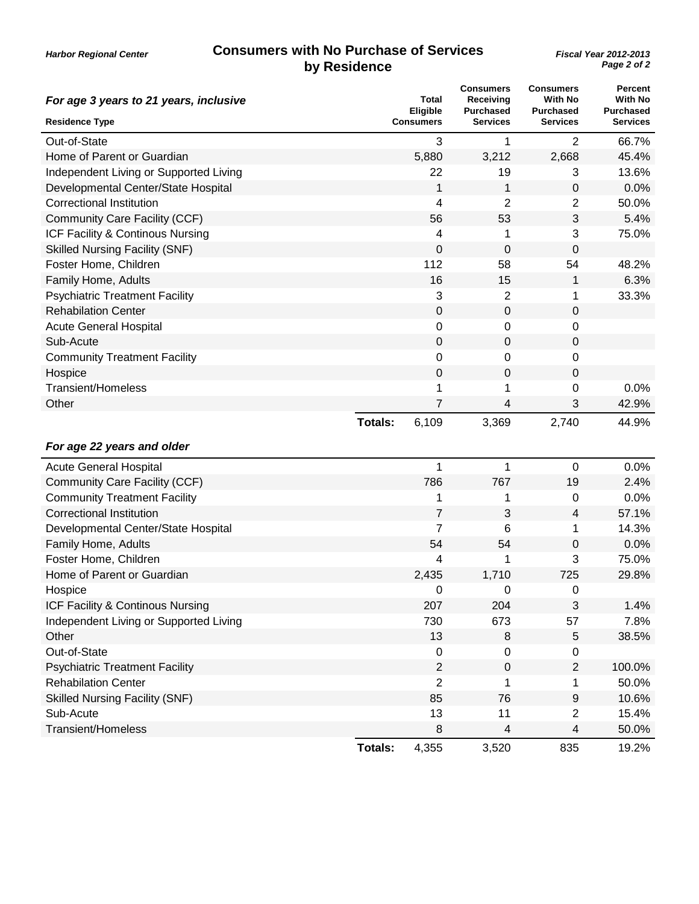Harbor Regional Center

# Consumers with No Purchase of Services by Residence

Fiscal Year 2012-2013

### For age 3 years to 21 years, inclusive

| Residence Type | Total Eligible Consumers | Consumers Receiving Purchased Services | Consumers With No Purchased Services | Percent With No Purchased Services |
|---|---|---|---|---|
| Out-of-State | 3 | 1 | 2 | 66.7% |
| Home of Parent or Guardian | 5,880 | 3,212 | 2,668 | 45.4% |
| Independent Living or Supported Living | 22 | 19 | 3 | 13.6% |
| Developmental Center/State Hospital | 1 | 1 | 0 | 0.0% |
| Correctional Institution | 4 | 2 | 2 | 50.0% |
| Community Care Facility (CCF) | 56 | 53 | 3 | 5.4% |
| ICF Facility & Continous Nursing | 4 | 1 | 3 | 75.0% |
| Skilled Nursing Facility (SNF) | 0 | 0 | 0 | |
| Foster Home, Children | 112 | 58 | 54 | 48.2% |
| Family Home, Adults | 16 | 15 | 1 | 6.3% |
| Psychiatric Treatment Facility | 3 | 2 | 1 | 33.3% |
| Rehabilitation Center | 0 | 0 | 0 | |
| Acute General Hospital | 0 | 0 | 0 | |
| Sub-Acute | 0 | 0 | 0 | |
| Community Treatment Facility | 0 | 0 | 0 | |
| Hospice | 0 | 0 | 0 | |
| Transient/Homeless | 1 | 1 | 0 | 0.0% |
| Other | 7 | 4 | 3 | 42.9% |
| **Totals:** | 6,109 | 3,369 | 2,740 | 44.9% |

### For age 22 years and older

| Residence Type | Total Eligible Consumers | Consumers Receiving Purchased Services | Consumers With No Purchased Services | Percent With No Purchased Services |
|---|---|---|---|---|
| Acute General Hospital | 1 | 1 | 0 | 0.0% |
| Community Care Facility (CCF) | 786 | 767 | 19 | 2.4% |
| Community Treatment Facility | 1 | 1 | 0 | 0.0% |
| Correctional Institution | 7 | 3 | 4 | 57.1% |
| Developmental Center/State Hospital | 7 | 6 | 1 | 14.3% |
| Family Home, Adults | 54 | 54 | 0 | 0.0% |
| Foster Home, Children | 4 | 1 | 3 | 75.0% |
| Home of Parent or Guardian | 2,435 | 1,710 | 725 | 29.8% |
| Hospice | 0 | 0 | 0 | |
| ICF Facility & Continous Nursing | 207 | 204 | 3 | 1.4% |
| Independent Living or Supported Living | 730 | 673 | 57 | 7.8% |
| Other | 13 | 8 | 5 | 38.5% |
| Out-of-State | 0 | 0 | 0 | |
| Psychiatric Treatment Facility | 2 | 0 | 2 | 100.0% |
| Rehabilitation Center | 2 | 1 | 1 | 50.0% |
| Skilled Nursing Facility (SNF) | 85 | 76 | 9 | 10.6% |
| Sub-Acute | 13 | 11 | 2 | 15.4% |
| Transient/Homeless | 8 | 4 | 4 | 50.0% |
| **Totals:** | 4,355 | 3,520 | 835 | 19.2% |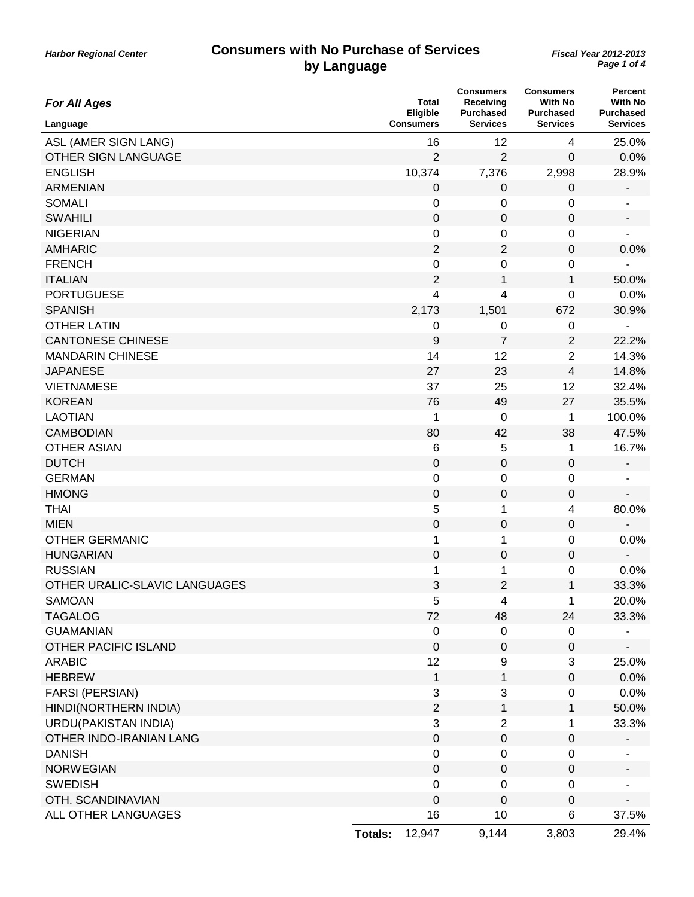**Harbor Regional Center**

# Consumers with No Purchase of Services by Language

*Fiscal Year 2012-2013*

| *For All Ages* Language | Total Eligible Consumers | Consumers Receiving Purchased Services | Consumers With No Purchased Services | Percent With No Purchased Services |
|---|---|---|---|---|
| ASL (AMER SIGN LANG) | 16 | 12 | 4 | 25.0% |
| OTHER SIGN LANGUAGE | 2 | 2 | 0 | 0.0% |
| ENGLISH | 10,374 | 7,376 | 2,998 | 28.9% |
| ARMENIAN | 0 | 0 | 0 | - |
| SOMALI | 0 | 0 | 0 | - |
| SWAHILI | 0 | 0 | 0 | - |
| NIGERIAN | 0 | 0 | 0 | - |
| AMHARIC | 2 | 2 | 0 | 0.0% |
| FRENCH | 0 | 0 | 0 | - |
| ITALIAN | 2 | 1 | 1 | 50.0% |
| PORTUGUESE | 4 | 4 | 0 | 0.0% |
| SPANISH | 2,173 | 1,501 | 672 | 30.9% |
| OTHER LATIN | 0 | 0 | 0 | - |
| CANTONESE CHINESE | 9 | 7 | 2 | 22.2% |
| MANDARIN CHINESE | 14 | 12 | 2 | 14.3% |
| JAPANESE | 27 | 23 | 4 | 14.8% |
| VIETNAMESE | 37 | 25 | 12 | 32.4% |
| KOREAN | 76 | 49 | 27 | 35.5% |
| LAOTIAN | 1 | 0 | 1 | 100.0% |
| CAMBODIAN | 80 | 42 | 38 | 47.5% |
| OTHER ASIAN | 6 | 5 | 1 | 16.7% |
| DUTCH | 0 | 0 | 0 | - |
| GERMAN | 0 | 0 | 0 | - |
| HMONG | 0 | 0 | 0 | - |
| THAI | 5 | 1 | 4 | 80.0% |
| MIEN | 0 | 0 | 0 | - |
| OTHER GERMANIC | 1 | 1 | 0 | 0.0% |
| HUNGARIAN | 0 | 0 | 0 | - |
| RUSSIAN | 1 | 1 | 0 | 0.0% |
| OTHER URALIC-SLAVIC LANGUAGES | 3 | 2 | 1 | 33.3% |
| SAMOAN | 5 | 4 | 1 | 20.0% |
| TAGALOG | 72 | 48 | 24 | 33.3% |
| GUAMANIAN | 0 | 0 | 0 | - |
| OTHER PACIFIC ISLAND | 0 | 0 | 0 | - |
| ARABIC | 12 | 9 | 3 | 25.0% |
| HEBREW | 1 | 1 | 0 | 0.0% |
| FARSI (PERSIAN) | 3 | 3 | 0 | 0.0% |
| HINDI(NORTHERN INDIA) | 2 | 1 | 1 | 50.0% |
| URDU(PAKISTAN INDIA) | 3 | 2 | 1 | 33.3% |
| OTHER INDO-IRANIAN LANG | 0 | 0 | 0 | - |
| DANISH | 0 | 0 | 0 | - |
| NORWEGIAN | 0 | 0 | 0 | - |
| SWEDISH | 0 | 0 | 0 | - |
| OTH. SCANDINAVIAN | 0 | 0 | 0 | - |
| ALL OTHER LANGUAGES | 16 | 10 | 6 | 37.5% |
| **Totals:** | 12,947 | 9,144 | 3,803 | 29.4% |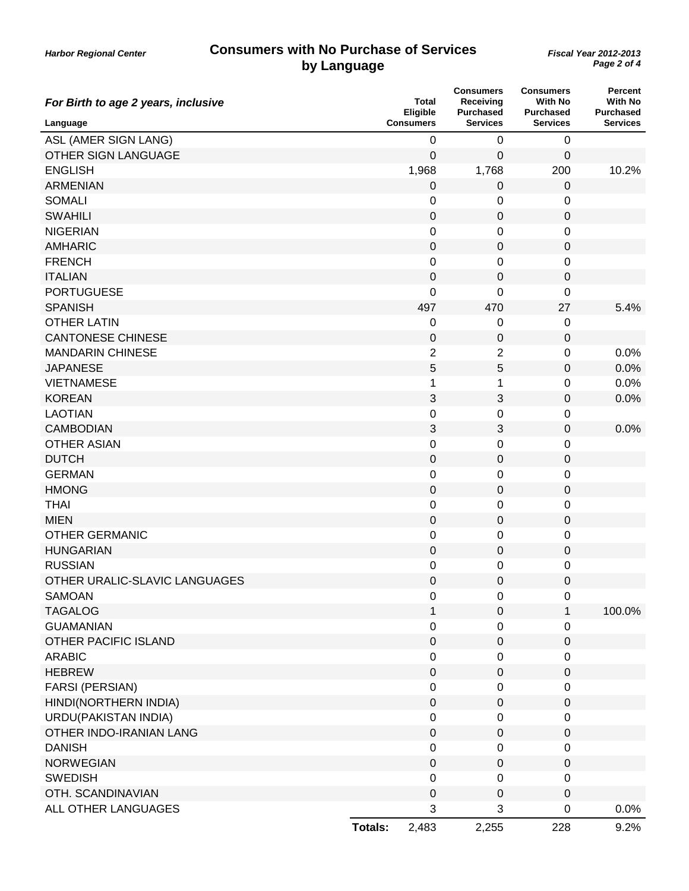Harbor Regional Center

# Consumers with No Purchase of Services by Language

*Fiscal Year 2012-2013*

### *For Birth to age 2 years, inclusive*

| Language | Total Eligible Consumers | Consumers Receiving Purchased Services | Consumers With No Purchased Services | Percent With No Purchased Services |
|---|---|---|---|---|
| ASL (AMER SIGN LANG) | 0 | 0 | 0 | |
| OTHER SIGN LANGUAGE | 0 | 0 | 0 | |
| ENGLISH | 1,968 | 1,768 | 200 | 10.2% |
| ARMENIAN | 0 | 0 | 0 | |
| SOMALI | 0 | 0 | 0 | |
| SWAHILI | 0 | 0 | 0 | |
| NIGERIAN | 0 | 0 | 0 | |
| AMHARIC | 0 | 0 | 0 | |
| FRENCH | 0 | 0 | 0 | |
| ITALIAN | 0 | 0 | 0 | |
| PORTUGUESE | 0 | 0 | 0 | |
| SPANISH | 497 | 470 | 27 | 5.4% |
| OTHER LATIN | 0 | 0 | 0 | |
| CANTONESE CHINESE | 0 | 0 | 0 | |
| MANDARIN CHINESE | 2 | 2 | 0 | 0.0% |
| JAPANESE | 5 | 5 | 0 | 0.0% |
| VIETNAMESE | 1 | 1 | 0 | 0.0% |
| KOREAN | 3 | 3 | 0 | 0.0% |
| LAOTIAN | 0 | 0 | 0 | |
| CAMBODIAN | 3 | 3 | 0 | 0.0% |
| OTHER ASIAN | 0 | 0 | 0 | |
| DUTCH | 0 | 0 | 0 | |
| GERMAN | 0 | 0 | 0 | |
| HMONG | 0 | 0 | 0 | |
| THAI | 0 | 0 | 0 | |
| MIEN | 0 | 0 | 0 | |
| OTHER GERMANIC | 0 | 0 | 0 | |
| HUNGARIAN | 0 | 0 | 0 | |
| RUSSIAN | 0 | 0 | 0 | |
| OTHER URALIC-SLAVIC LANGUAGES | 0 | 0 | 0 | |
| SAMOAN | 0 | 0 | 0 | |
| TAGALOG | 1 | 0 | 1 | 100.0% |
| GUAMANIAN | 0 | 0 | 0 | |
| OTHER PACIFIC ISLAND | 0 | 0 | 0 | |
| ARABIC | 0 | 0 | 0 | |
| HEBREW | 0 | 0 | 0 | |
| FARSI (PERSIAN) | 0 | 0 | 0 | |
| HINDI(NORTHERN INDIA) | 0 | 0 | 0 | |
| URDU(PAKISTAN INDIA) | 0 | 0 | 0 | |
| OTHER INDO-IRANIAN LANG | 0 | 0 | 0 | |
| DANISH | 0 | 0 | 0 | |
| NORWEGIAN | 0 | 0 | 0 | |
| SWEDISH | 0 | 0 | 0 | |
| OTH. SCANDINAVIAN | 0 | 0 | 0 | |
| ALL OTHER LANGUAGES | 3 | 3 | 0 | 0.0% |
| **Totals:** | 2,483 | 2,255 | 228 | 9.2% |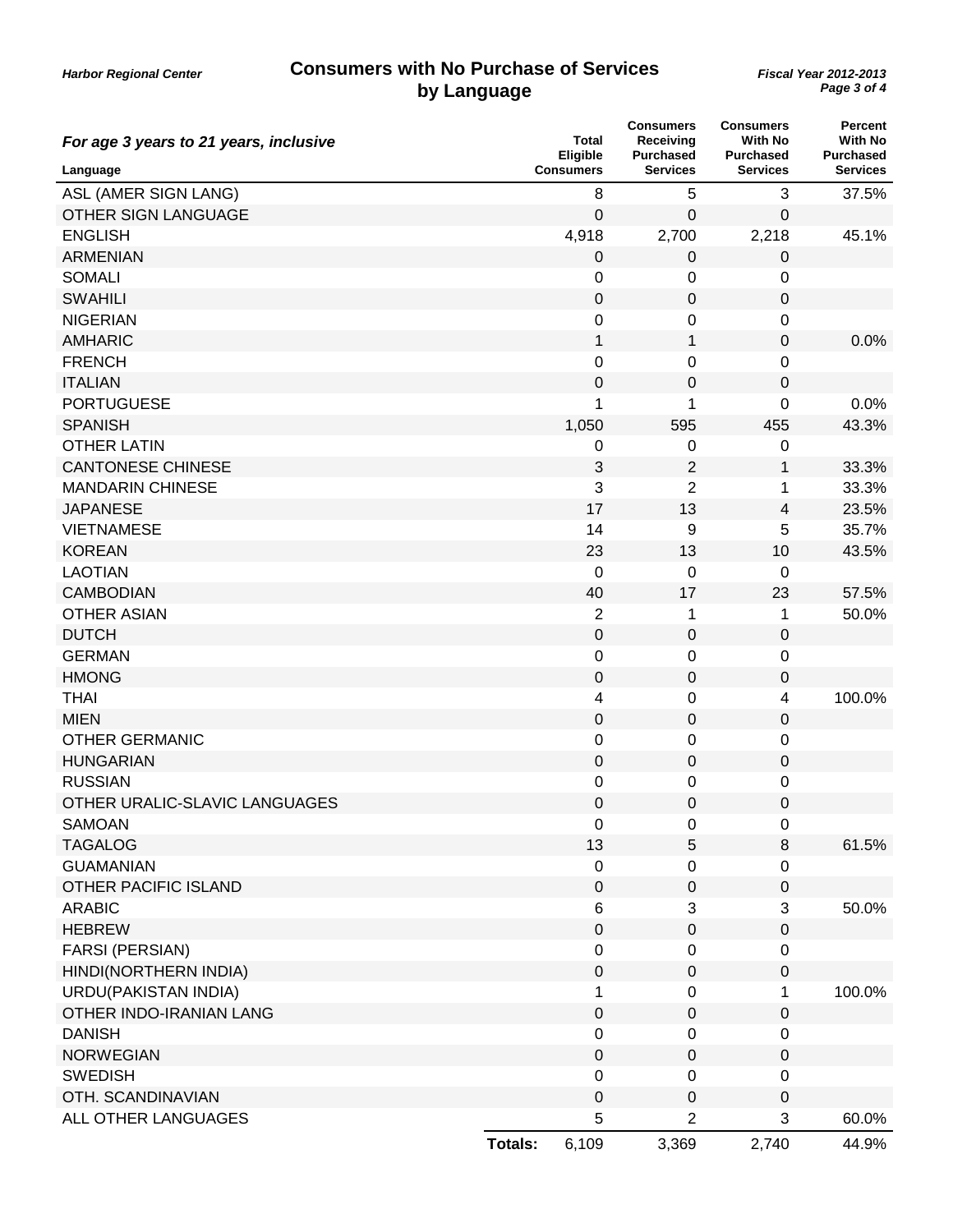# Consumers with No Purchase of Services by Language

*Harbor Regional Center* — *Fiscal Year 2012-2013*

***For age 3 years to 21 years, inclusive***

| Language | Total Eligible Consumers | Consumers Receiving Purchased Services | Consumers With No Purchased Services | Percent With No Purchased Services |
|---|---|---|---|---|
| ASL (AMER SIGN LANG) | 8 | 5 | 3 | 37.5% |
| OTHER SIGN LANGUAGE | 0 | 0 | 0 | |
| ENGLISH | 4,918 | 2,700 | 2,218 | 45.1% |
| ARMENIAN | 0 | 0 | 0 | |
| SOMALI | 0 | 0 | 0 | |
| SWAHILI | 0 | 0 | 0 | |
| NIGERIAN | 0 | 0 | 0 | |
| AMHARIC | 1 | 1 | 0 | 0.0% |
| FRENCH | 0 | 0 | 0 | |
| ITALIAN | 0 | 0 | 0 | |
| PORTUGUESE | 1 | 1 | 0 | 0.0% |
| SPANISH | 1,050 | 595 | 455 | 43.3% |
| OTHER LATIN | 0 | 0 | 0 | |
| CANTONESE CHINESE | 3 | 2 | 1 | 33.3% |
| MANDARIN CHINESE | 3 | 2 | 1 | 33.3% |
| JAPANESE | 17 | 13 | 4 | 23.5% |
| VIETNAMESE | 14 | 9 | 5 | 35.7% |
| KOREAN | 23 | 13 | 10 | 43.5% |
| LAOTIAN | 0 | 0 | 0 | |
| CAMBODIAN | 40 | 17 | 23 | 57.5% |
| OTHER ASIAN | 2 | 1 | 1 | 50.0% |
| DUTCH | 0 | 0 | 0 | |
| GERMAN | 0 | 0 | 0 | |
| HMONG | 0 | 0 | 0 | |
| THAI | 4 | 0 | 4 | 100.0% |
| MIEN | 0 | 0 | 0 | |
| OTHER GERMANIC | 0 | 0 | 0 | |
| HUNGARIAN | 0 | 0 | 0 | |
| RUSSIAN | 0 | 0 | 0 | |
| OTHER URALIC-SLAVIC LANGUAGES | 0 | 0 | 0 | |
| SAMOAN | 0 | 0 | 0 | |
| TAGALOG | 13 | 5 | 8 | 61.5% |
| GUAMANIAN | 0 | 0 | 0 | |
| OTHER PACIFIC ISLAND | 0 | 0 | 0 | |
| ARABIC | 6 | 3 | 3 | 50.0% |
| HEBREW | 0 | 0 | 0 | |
| FARSI (PERSIAN) | 0 | 0 | 0 | |
| HINDI(NORTHERN INDIA) | 0 | 0 | 0 | |
| URDU(PAKISTAN INDIA) | 1 | 0 | 1 | 100.0% |
| OTHER INDO-IRANIAN LANG | 0 | 0 | 0 | |
| DANISH | 0 | 0 | 0 | |
| NORWEGIAN | 0 | 0 | 0 | |
| SWEDISH | 0 | 0 | 0 | |
| OTH. SCANDINAVIAN | 0 | 0 | 0 | |
| ALL OTHER LANGUAGES | 5 | 2 | 3 | 60.0% |
| **Totals:** | 6,109 | 3,369 | 2,740 | 44.9% |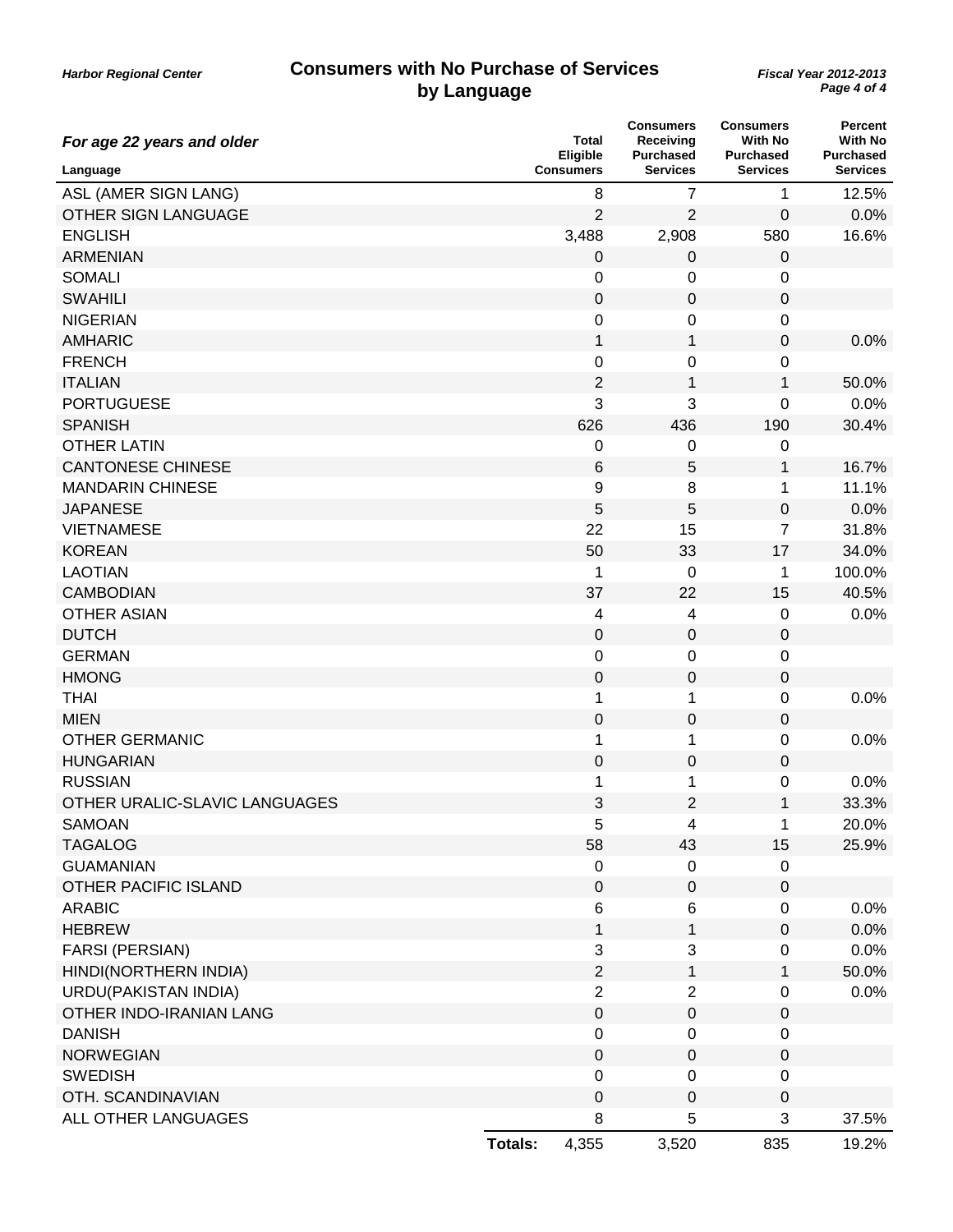Harbor Regional Center

# Consumers with No Purchase of Services by Language

Fiscal Year 2012-2013

***For age 22 years and older***

| Language | Total Eligible Consumers | Consumers Receiving Purchased Services | Consumers With No Purchased Services | Percent With No Purchased Services |
|---|---|---|---|---|
| ASL (AMER SIGN LANG) | 8 | 7 | 1 | 12.5% |
| OTHER SIGN LANGUAGE | 2 | 2 | 0 | 0.0% |
| ENGLISH | 3,488 | 2,908 | 580 | 16.6% |
| ARMENIAN | 0 | 0 | 0 | |
| SOMALI | 0 | 0 | 0 | |
| SWAHILI | 0 | 0 | 0 | |
| NIGERIAN | 0 | 0 | 0 | |
| AMHARIC | 1 | 1 | 0 | 0.0% |
| FRENCH | 0 | 0 | 0 | |
| ITALIAN | 2 | 1 | 1 | 50.0% |
| PORTUGUESE | 3 | 3 | 0 | 0.0% |
| SPANISH | 626 | 436 | 190 | 30.4% |
| OTHER LATIN | 0 | 0 | 0 | |
| CANTONESE CHINESE | 6 | 5 | 1 | 16.7% |
| MANDARIN CHINESE | 9 | 8 | 1 | 11.1% |
| JAPANESE | 5 | 5 | 0 | 0.0% |
| VIETNAMESE | 22 | 15 | 7 | 31.8% |
| KOREAN | 50 | 33 | 17 | 34.0% |
| LAOTIAN | 1 | 0 | 1 | 100.0% |
| CAMBODIAN | 37 | 22 | 15 | 40.5% |
| OTHER ASIAN | 4 | 4 | 0 | 0.0% |
| DUTCH | 0 | 0 | 0 | |
| GERMAN | 0 | 0 | 0 | |
| HMONG | 0 | 0 | 0 | |
| THAI | 1 | 1 | 0 | 0.0% |
| MIEN | 0 | 0 | 0 | |
| OTHER GERMANIC | 1 | 1 | 0 | 0.0% |
| HUNGARIAN | 0 | 0 | 0 | |
| RUSSIAN | 1 | 1 | 0 | 0.0% |
| OTHER URALIC-SLAVIC LANGUAGES | 3 | 2 | 1 | 33.3% |
| SAMOAN | 5 | 4 | 1 | 20.0% |
| TAGALOG | 58 | 43 | 15 | 25.9% |
| GUAMANIAN | 0 | 0 | 0 | |
| OTHER PACIFIC ISLAND | 0 | 0 | 0 | |
| ARABIC | 6 | 6 | 0 | 0.0% |
| HEBREW | 1 | 1 | 0 | 0.0% |
| FARSI (PERSIAN) | 3 | 3 | 0 | 0.0% |
| HINDI(NORTHERN INDIA) | 2 | 1 | 1 | 50.0% |
| URDU(PAKISTAN INDIA) | 2 | 2 | 0 | 0.0% |
| OTHER INDO-IRANIAN LANG | 0 | 0 | 0 | |
| DANISH | 0 | 0 | 0 | |
| NORWEGIAN | 0 | 0 | 0 | |
| SWEDISH | 0 | 0 | 0 | |
| OTH. SCANDINAVIAN | 0 | 0 | 0 | |
| ALL OTHER LANGUAGES | 8 | 5 | 3 | 37.5% |
| **Totals:** | 4,355 | 3,520 | 835 | 19.2% |